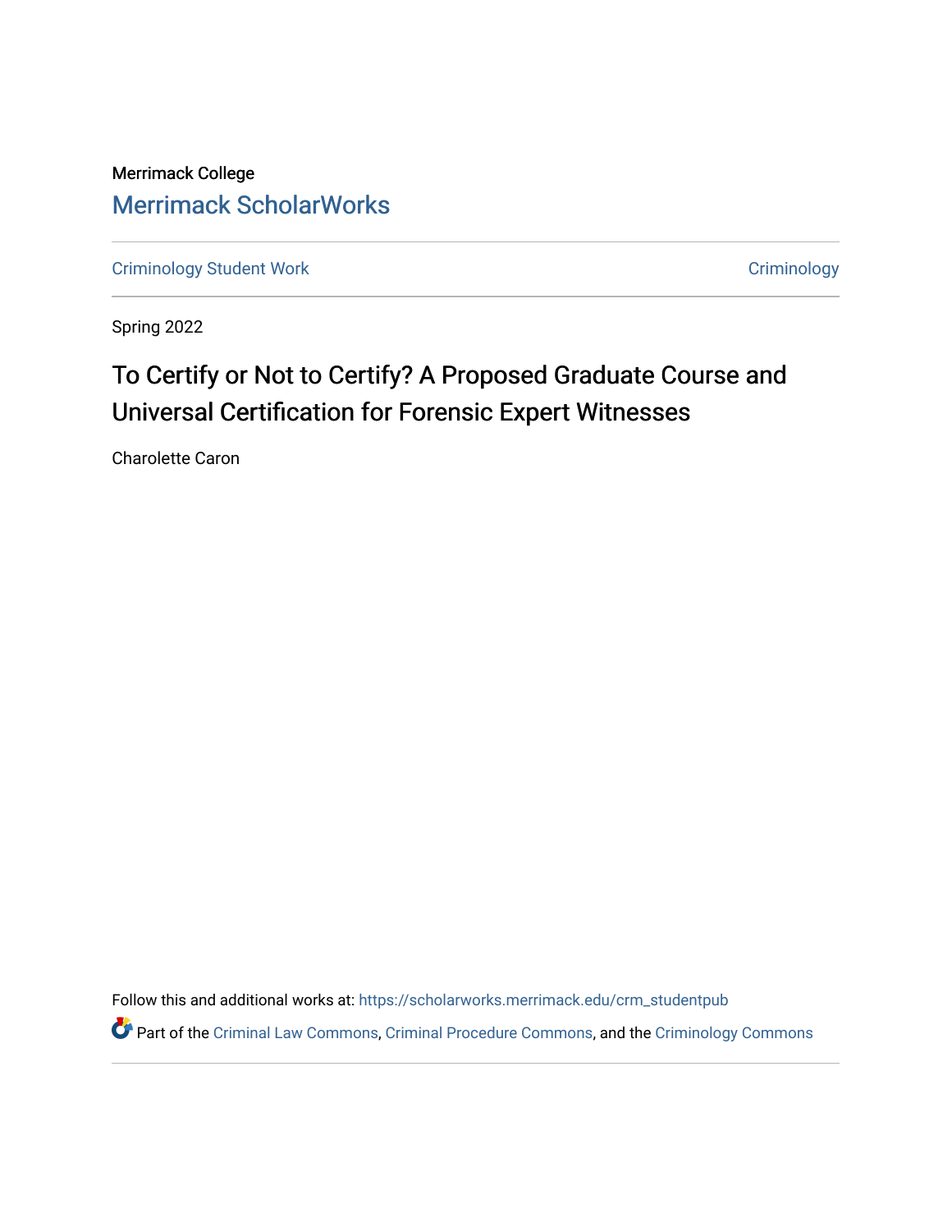Merrimack College

# Merrimack ScholarWorks

Criminology Student Work | Criminology

Spring 2022

## To Certify or Not to Certify? A Proposed Graduate Course and Universal Certification for Forensic Expert Witnesses

Charolette Caron

Follow this and additional works at: https://scholarworks.merrimack.edu/crm_studentpub

Part of the Criminal Law Commons, Criminal Procedure Commons, and the Criminology Commons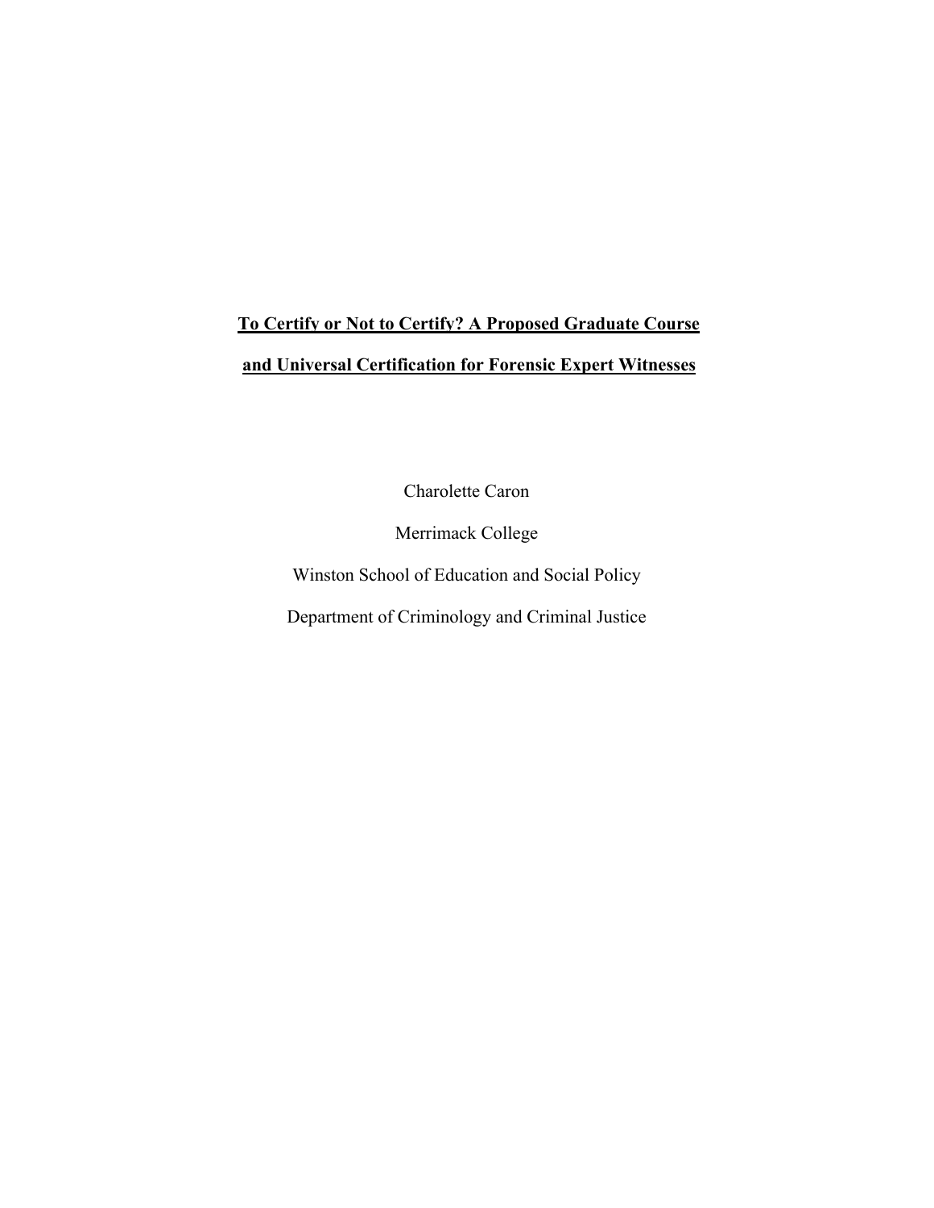**To Certify or Not to Certify? A Proposed Graduate Course and Universal Certification for Forensic Expert Witnesses**

Charolette Caron

Merrimack College

Winston School of Education and Social Policy

Department of Criminology and Criminal Justice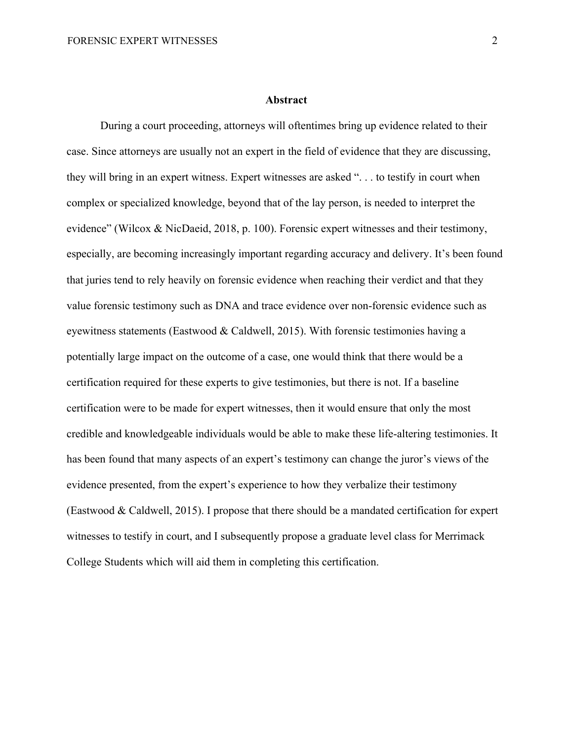## Abstract

During a court proceeding, attorneys will oftentimes bring up evidence related to their case. Since attorneys are usually not an expert in the field of evidence that they are discussing, they will bring in an expert witness. Expert witnesses are asked ". . . to testify in court when complex or specialized knowledge, beyond that of the lay person, is needed to interpret the evidence" (Wilcox & NicDaeid, 2018, p. 100). Forensic expert witnesses and their testimony, especially, are becoming increasingly important regarding accuracy and delivery. It's been found that juries tend to rely heavily on forensic evidence when reaching their verdict and that they value forensic testimony such as DNA and trace evidence over non-forensic evidence such as eyewitness statements (Eastwood & Caldwell, 2015). With forensic testimonies having a potentially large impact on the outcome of a case, one would think that there would be a certification required for these experts to give testimonies, but there is not. If a baseline certification were to be made for expert witnesses, then it would ensure that only the most credible and knowledgeable individuals would be able to make these life-altering testimonies. It has been found that many aspects of an expert's testimony can change the juror's views of the evidence presented, from the expert's experience to how they verbalize their testimony (Eastwood & Caldwell, 2015). I propose that there should be a mandated certification for expert witnesses to testify in court, and I subsequently propose a graduate level class for Merrimack College Students which will aid them in completing this certification.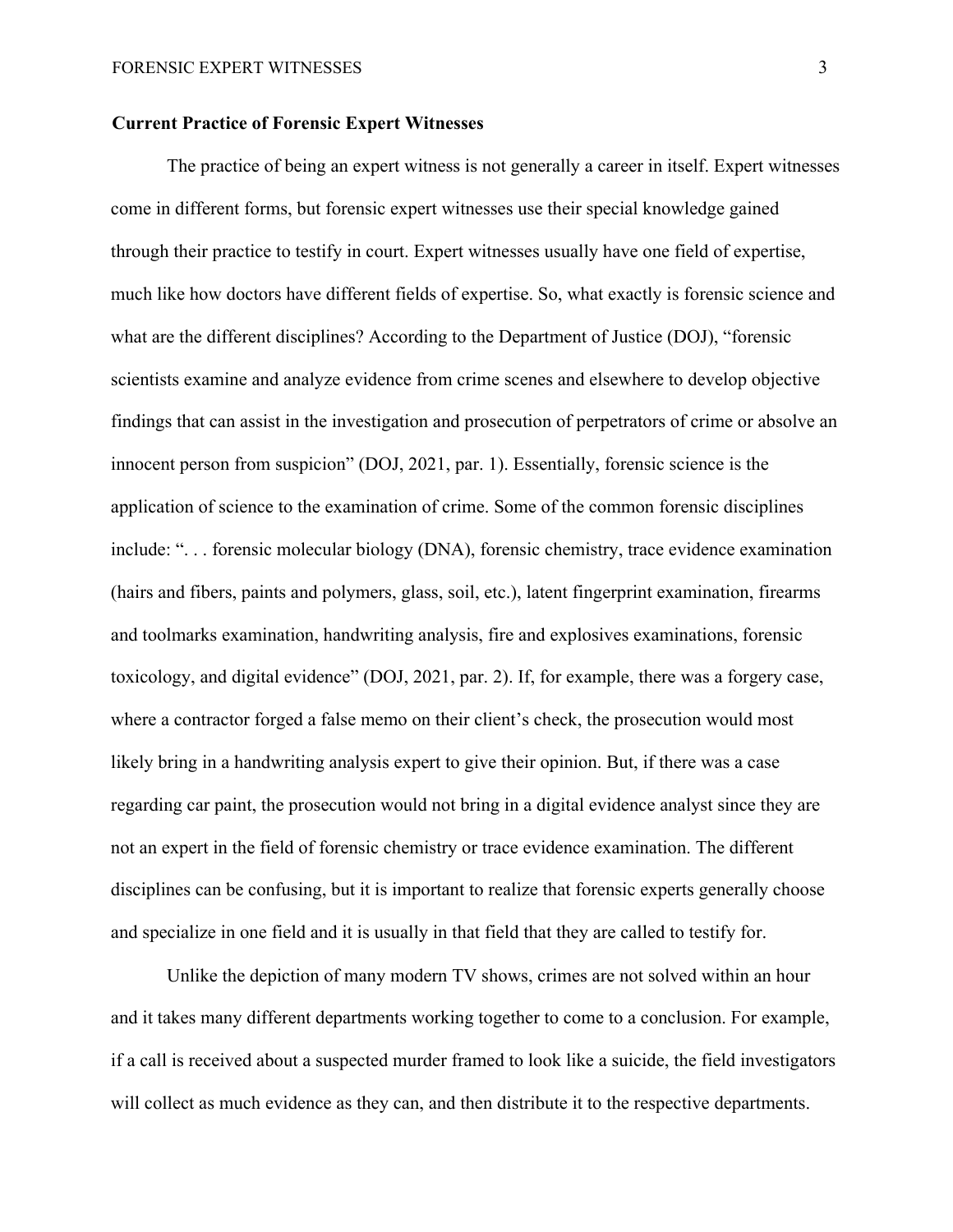## Current Practice of Forensic Expert Witnesses

The practice of being an expert witness is not generally a career in itself. Expert witnesses come in different forms, but forensic expert witnesses use their special knowledge gained through their practice to testify in court. Expert witnesses usually have one field of expertise, much like how doctors have different fields of expertise. So, what exactly is forensic science and what are the different disciplines? According to the Department of Justice (DOJ), "forensic scientists examine and analyze evidence from crime scenes and elsewhere to develop objective findings that can assist in the investigation and prosecution of perpetrators of crime or absolve an innocent person from suspicion" (DOJ, 2021, par. 1). Essentially, forensic science is the application of science to the examination of crime. Some of the common forensic disciplines include: ". . . forensic molecular biology (DNA), forensic chemistry, trace evidence examination (hairs and fibers, paints and polymers, glass, soil, etc.), latent fingerprint examination, firearms and toolmarks examination, handwriting analysis, fire and explosives examinations, forensic toxicology, and digital evidence" (DOJ, 2021, par. 2). If, for example, there was a forgery case, where a contractor forged a false memo on their client's check, the prosecution would most likely bring in a handwriting analysis expert to give their opinion. But, if there was a case regarding car paint, the prosecution would not bring in a digital evidence analyst since they are not an expert in the field of forensic chemistry or trace evidence examination. The different disciplines can be confusing, but it is important to realize that forensic experts generally choose and specialize in one field and it is usually in that field that they are called to testify for.

Unlike the depiction of many modern TV shows, crimes are not solved within an hour and it takes many different departments working together to come to a conclusion. For example, if a call is received about a suspected murder framed to look like a suicide, the field investigators will collect as much evidence as they can, and then distribute it to the respective departments.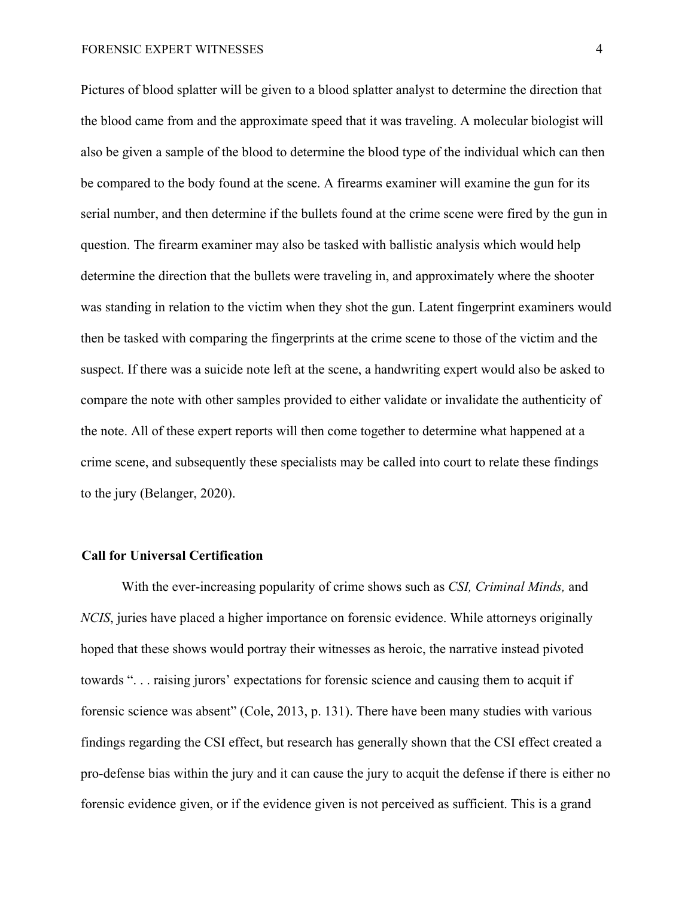Pictures of blood splatter will be given to a blood splatter analyst to determine the direction that the blood came from and the approximate speed that it was traveling. A molecular biologist will also be given a sample of the blood to determine the blood type of the individual which can then be compared to the body found at the scene. A firearms examiner will examine the gun for its serial number, and then determine if the bullets found at the crime scene were fired by the gun in question. The firearm examiner may also be tasked with ballistic analysis which would help determine the direction that the bullets were traveling in, and approximately where the shooter was standing in relation to the victim when they shot the gun. Latent fingerprint examiners would then be tasked with comparing the fingerprints at the crime scene to those of the victim and the suspect. If there was a suicide note left at the scene, a handwriting expert would also be asked to compare the note with other samples provided to either validate or invalidate the authenticity of the note. All of these expert reports will then come together to determine what happened at a crime scene, and subsequently these specialists may be called into court to relate these findings to the jury (Belanger, 2020).

## Call for Universal Certification

With the ever-increasing popularity of crime shows such as *CSI, Criminal Minds,* and *NCIS*, juries have placed a higher importance on forensic evidence. While attorneys originally hoped that these shows would portray their witnesses as heroic, the narrative instead pivoted towards ". . . raising jurors' expectations for forensic science and causing them to acquit if forensic science was absent" (Cole, 2013, p. 131). There have been many studies with various findings regarding the CSI effect, but research has generally shown that the CSI effect created a pro-defense bias within the jury and it can cause the jury to acquit the defense if there is either no forensic evidence given, or if the evidence given is not perceived as sufficient. This is a grand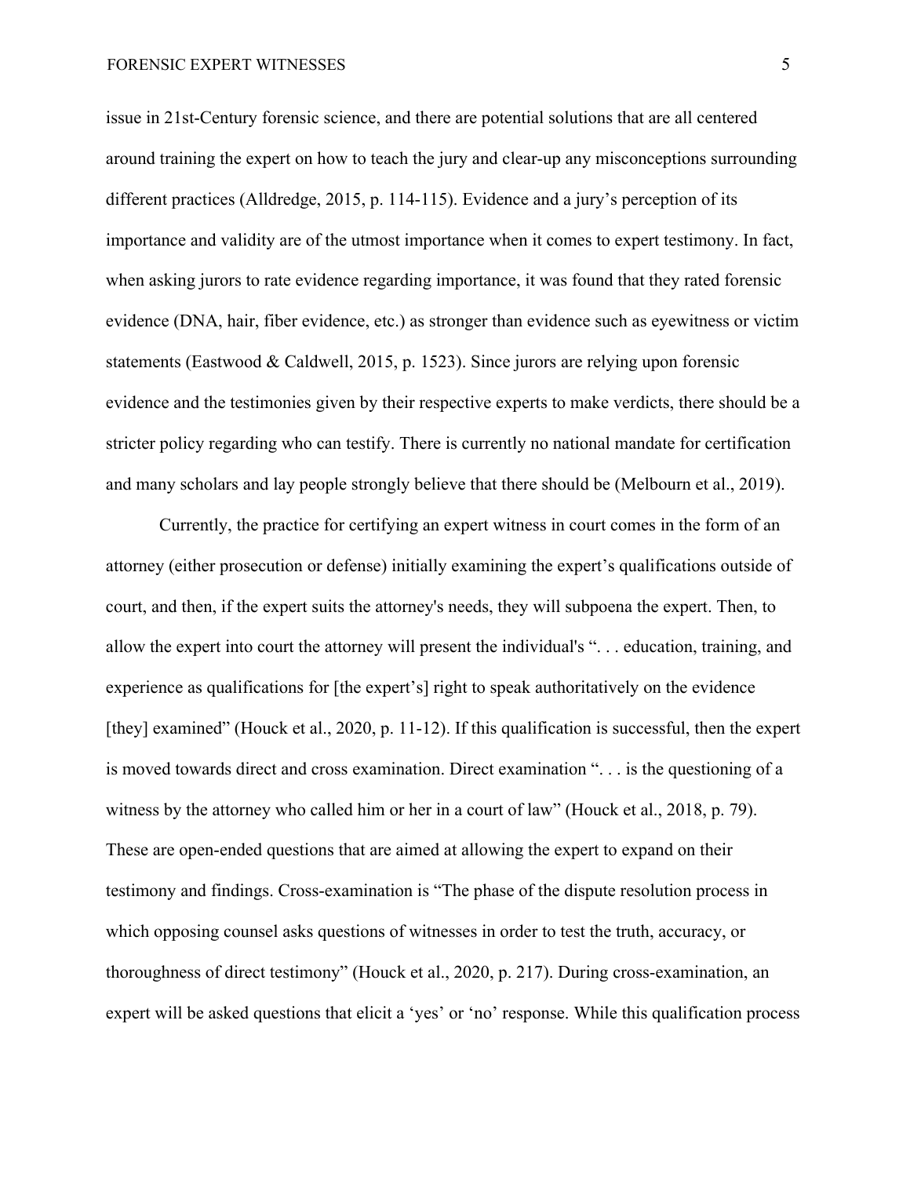issue in 21st-Century forensic science, and there are potential solutions that are all centered around training the expert on how to teach the jury and clear-up any misconceptions surrounding different practices (Alldredge, 2015, p. 114-115). Evidence and a jury's perception of its importance and validity are of the utmost importance when it comes to expert testimony. In fact, when asking jurors to rate evidence regarding importance, it was found that they rated forensic evidence (DNA, hair, fiber evidence, etc.) as stronger than evidence such as eyewitness or victim statements (Eastwood & Caldwell, 2015, p. 1523). Since jurors are relying upon forensic evidence and the testimonies given by their respective experts to make verdicts, there should be a stricter policy regarding who can testify. There is currently no national mandate for certification and many scholars and lay people strongly believe that there should be (Melbourn et al., 2019).

Currently, the practice for certifying an expert witness in court comes in the form of an attorney (either prosecution or defense) initially examining the expert's qualifications outside of court, and then, if the expert suits the attorney's needs, they will subpoena the expert. Then, to allow the expert into court the attorney will present the individual's ". . . education, training, and experience as qualifications for [the expert's] right to speak authoritatively on the evidence [they] examined" (Houck et al., 2020, p. 11-12). If this qualification is successful, then the expert is moved towards direct and cross examination. Direct examination ". . . is the questioning of a witness by the attorney who called him or her in a court of law" (Houck et al., 2018, p. 79). These are open-ended questions that are aimed at allowing the expert to expand on their testimony and findings. Cross-examination is "The phase of the dispute resolution process in which opposing counsel asks questions of witnesses in order to test the truth, accuracy, or thoroughness of direct testimony" (Houck et al., 2020, p. 217). During cross-examination, an expert will be asked questions that elicit a 'yes' or 'no' response. While this qualification process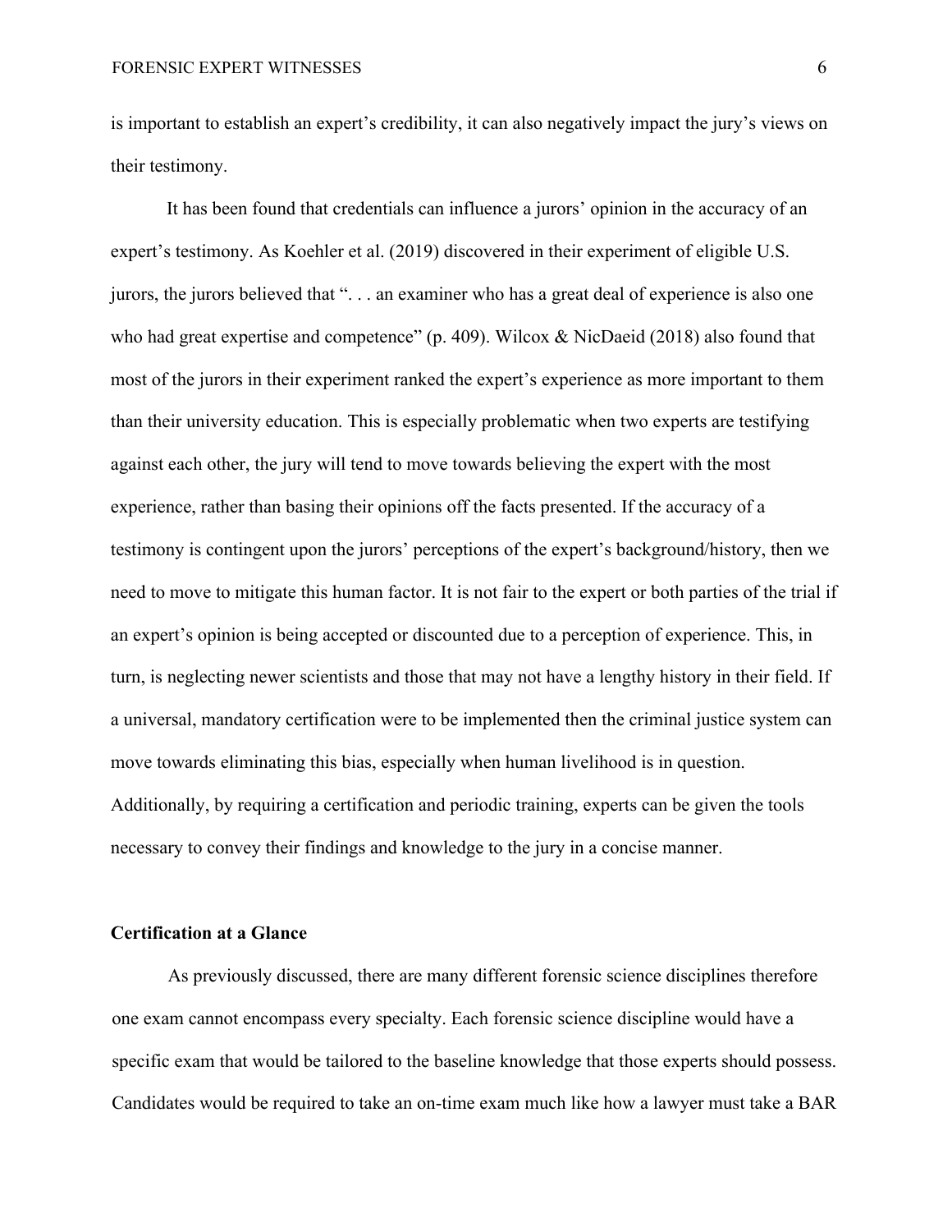is important to establish an expert's credibility, it can also negatively impact the jury's views on their testimony.

It has been found that credentials can influence a jurors' opinion in the accuracy of an expert's testimony. As Koehler et al. (2019) discovered in their experiment of eligible U.S. jurors, the jurors believed that ". . . an examiner who has a great deal of experience is also one who had great expertise and competence" (p. 409). Wilcox & NicDaeid (2018) also found that most of the jurors in their experiment ranked the expert's experience as more important to them than their university education. This is especially problematic when two experts are testifying against each other, the jury will tend to move towards believing the expert with the most experience, rather than basing their opinions off the facts presented. If the accuracy of a testimony is contingent upon the jurors' perceptions of the expert's background/history, then we need to move to mitigate this human factor. It is not fair to the expert or both parties of the trial if an expert's opinion is being accepted or discounted due to a perception of experience. This, in turn, is neglecting newer scientists and those that may not have a lengthy history in their field. If a universal, mandatory certification were to be implemented then the criminal justice system can move towards eliminating this bias, especially when human livelihood is in question. Additionally, by requiring a certification and periodic training, experts can be given the tools necessary to convey their findings and knowledge to the jury in a concise manner.

**Certification at a Glance**

As previously discussed, there are many different forensic science disciplines therefore one exam cannot encompass every specialty. Each forensic science discipline would have a specific exam that would be tailored to the baseline knowledge that those experts should possess. Candidates would be required to take an on-time exam much like how a lawyer must take a BAR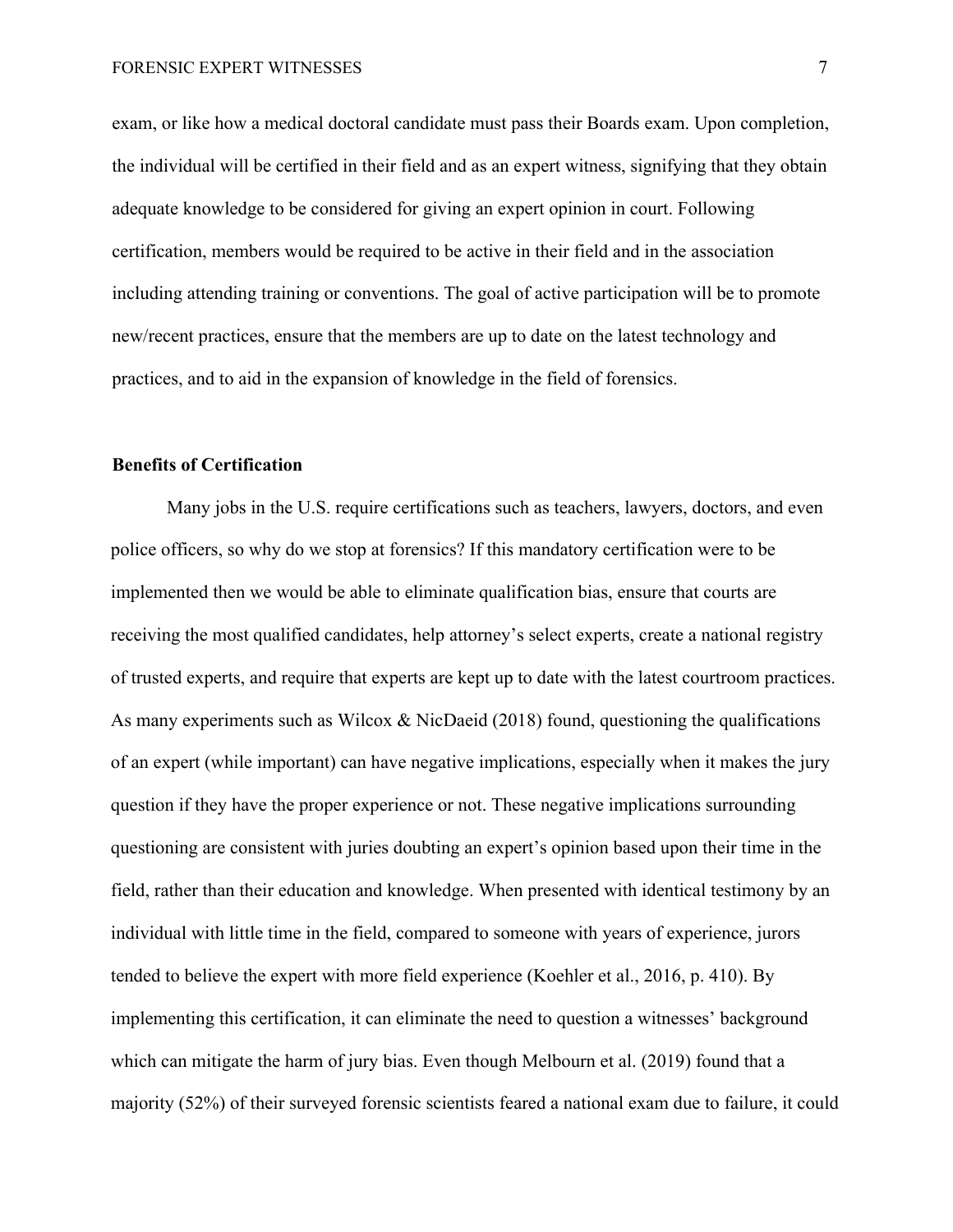exam, or like how a medical doctoral candidate must pass their Boards exam. Upon completion, the individual will be certified in their field and as an expert witness, signifying that they obtain adequate knowledge to be considered for giving an expert opinion in court. Following certification, members would be required to be active in their field and in the association including attending training or conventions. The goal of active participation will be to promote new/recent practices, ensure that the members are up to date on the latest technology and practices, and to aid in the expansion of knowledge in the field of forensics.

## Benefits of Certification

Many jobs in the U.S. require certifications such as teachers, lawyers, doctors, and even police officers, so why do we stop at forensics? If this mandatory certification were to be implemented then we would be able to eliminate qualification bias, ensure that courts are receiving the most qualified candidates, help attorney's select experts, create a national registry of trusted experts, and require that experts are kept up to date with the latest courtroom practices. As many experiments such as Wilcox & NicDaeid (2018) found, questioning the qualifications of an expert (while important) can have negative implications, especially when it makes the jury question if they have the proper experience or not. These negative implications surrounding questioning are consistent with juries doubting an expert's opinion based upon their time in the field, rather than their education and knowledge. When presented with identical testimony by an individual with little time in the field, compared to someone with years of experience, jurors tended to believe the expert with more field experience (Koehler et al., 2016, p. 410). By implementing this certification, it can eliminate the need to question a witnesses' background which can mitigate the harm of jury bias. Even though Melbourn et al. (2019) found that a majority (52%) of their surveyed forensic scientists feared a national exam due to failure, it could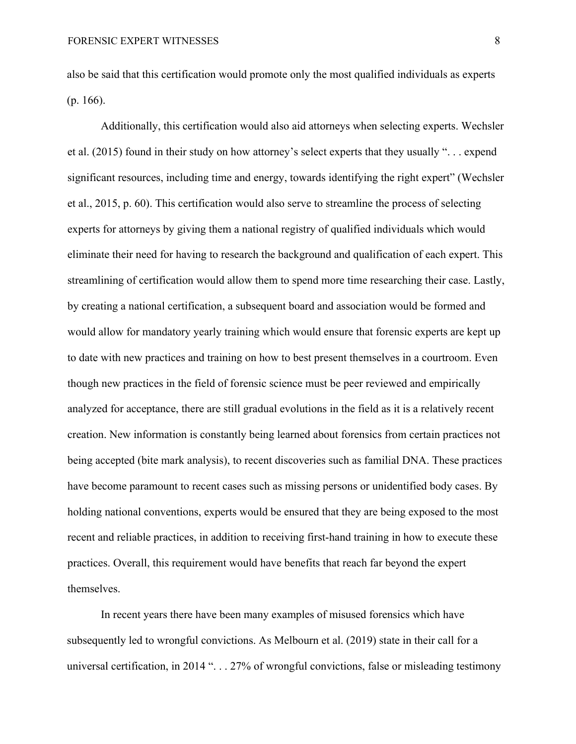also be said that this certification would promote only the most qualified individuals as experts (p. 166).

Additionally, this certification would also aid attorneys when selecting experts. Wechsler et al. (2015) found in their study on how attorney's select experts that they usually ". . . expend significant resources, including time and energy, towards identifying the right expert" (Wechsler et al., 2015, p. 60). This certification would also serve to streamline the process of selecting experts for attorneys by giving them a national registry of qualified individuals which would eliminate their need for having to research the background and qualification of each expert. This streamlining of certification would allow them to spend more time researching their case. Lastly, by creating a national certification, a subsequent board and association would be formed and would allow for mandatory yearly training which would ensure that forensic experts are kept up to date with new practices and training on how to best present themselves in a courtroom. Even though new practices in the field of forensic science must be peer reviewed and empirically analyzed for acceptance, there are still gradual evolutions in the field as it is a relatively recent creation. New information is constantly being learned about forensics from certain practices not being accepted (bite mark analysis), to recent discoveries such as familial DNA. These practices have become paramount to recent cases such as missing persons or unidentified body cases. By holding national conventions, experts would be ensured that they are being exposed to the most recent and reliable practices, in addition to receiving first-hand training in how to execute these practices. Overall, this requirement would have benefits that reach far beyond the expert themselves.

In recent years there have been many examples of misused forensics which have subsequently led to wrongful convictions. As Melbourn et al. (2019) state in their call for a universal certification, in 2014 ". . . 27% of wrongful convictions, false or misleading testimony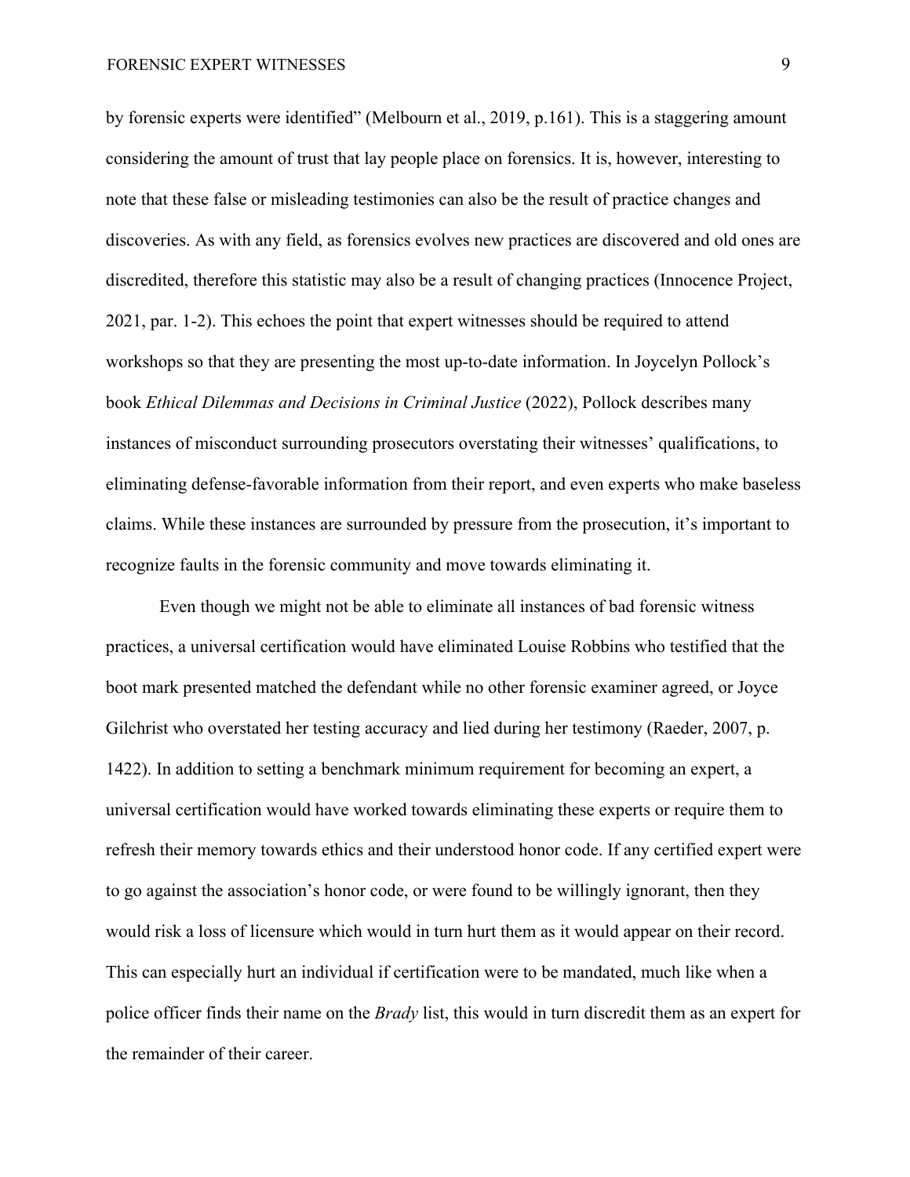by forensic experts were identified" (Melbourn et al., 2019, p.161). This is a staggering amount considering the amount of trust that lay people place on forensics. It is, however, interesting to note that these false or misleading testimonies can also be the result of practice changes and discoveries. As with any field, as forensics evolves new practices are discovered and old ones are discredited, therefore this statistic may also be a result of changing practices (Innocence Project, 2021, par. 1-2). This echoes the point that expert witnesses should be required to attend workshops so that they are presenting the most up-to-date information. In Joycelyn Pollock's book *Ethical Dilemmas and Decisions in Criminal Justice* (2022), Pollock describes many instances of misconduct surrounding prosecutors overstating their witnesses' qualifications, to eliminating defense-favorable information from their report, and even experts who make baseless claims. While these instances are surrounded by pressure from the prosecution, it's important to recognize faults in the forensic community and move towards eliminating it.

Even though we might not be able to eliminate all instances of bad forensic witness practices, a universal certification would have eliminated Louise Robbins who testified that the boot mark presented matched the defendant while no other forensic examiner agreed, or Joyce Gilchrist who overstated her testing accuracy and lied during her testimony (Raeder, 2007, p. 1422). In addition to setting a benchmark minimum requirement for becoming an expert, a universal certification would have worked towards eliminating these experts or require them to refresh their memory towards ethics and their understood honor code. If any certified expert were to go against the association's honor code, or were found to be willingly ignorant, then they would risk a loss of licensure which would in turn hurt them as it would appear on their record. This can especially hurt an individual if certification were to be mandated, much like when a police officer finds their name on the *Brady* list, this would in turn discredit them as an expert for the remainder of their career.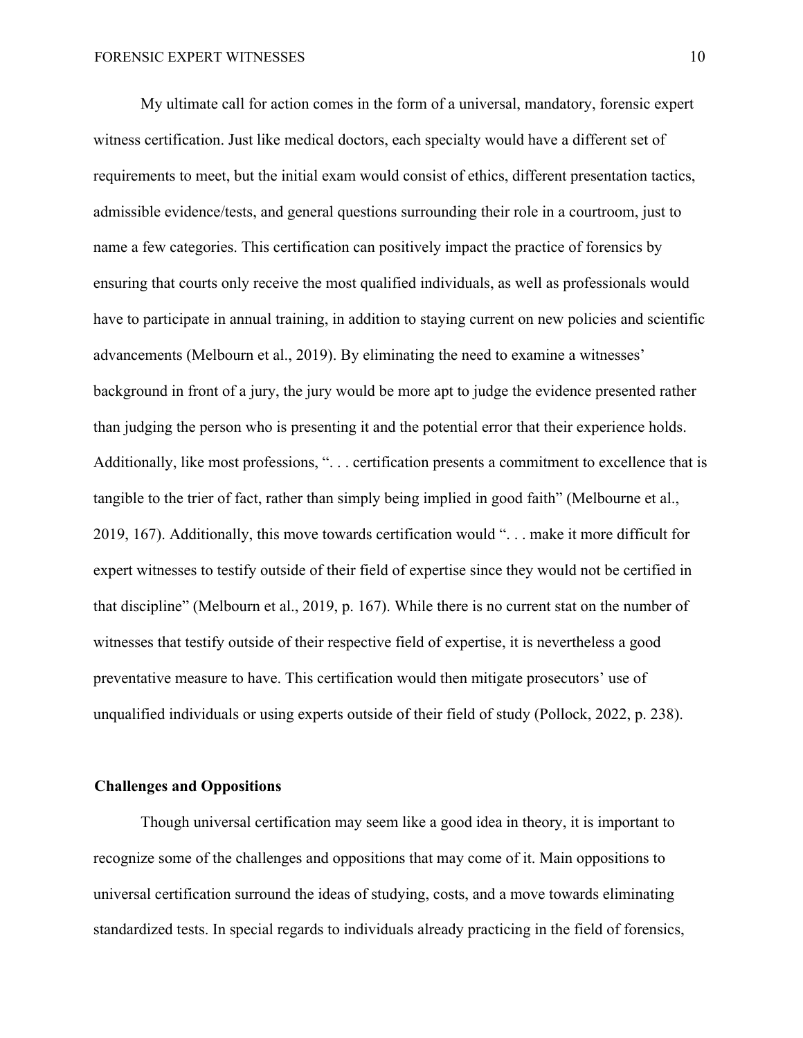My ultimate call for action comes in the form of a universal, mandatory, forensic expert witness certification. Just like medical doctors, each specialty would have a different set of requirements to meet, but the initial exam would consist of ethics, different presentation tactics, admissible evidence/tests, and general questions surrounding their role in a courtroom, just to name a few categories. This certification can positively impact the practice of forensics by ensuring that courts only receive the most qualified individuals, as well as professionals would have to participate in annual training, in addition to staying current on new policies and scientific advancements (Melbourn et al., 2019). By eliminating the need to examine a witnesses' background in front of a jury, the jury would be more apt to judge the evidence presented rather than judging the person who is presenting it and the potential error that their experience holds. Additionally, like most professions, ". . . certification presents a commitment to excellence that is tangible to the trier of fact, rather than simply being implied in good faith" (Melbourne et al., 2019, 167). Additionally, this move towards certification would ". . . make it more difficult for expert witnesses to testify outside of their field of expertise since they would not be certified in that discipline" (Melbourn et al., 2019, p. 167). While there is no current stat on the number of witnesses that testify outside of their respective field of expertise, it is nevertheless a good preventative measure to have. This certification would then mitigate prosecutors' use of unqualified individuals or using experts outside of their field of study (Pollock, 2022, p. 238).

## Challenges and Oppositions

Though universal certification may seem like a good idea in theory, it is important to recognize some of the challenges and oppositions that may come of it. Main oppositions to universal certification surround the ideas of studying, costs, and a move towards eliminating standardized tests. In special regards to individuals already practicing in the field of forensics,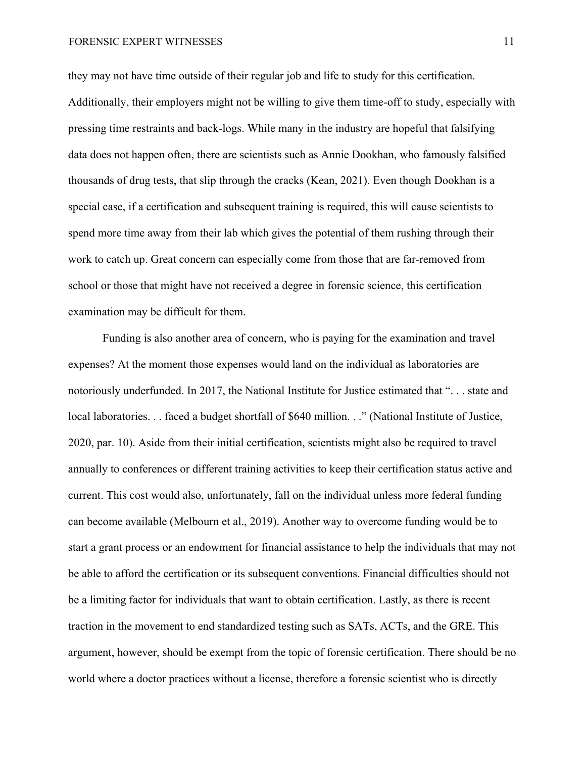they may not have time outside of their regular job and life to study for this certification. Additionally, their employers might not be willing to give them time-off to study, especially with pressing time restraints and back-logs. While many in the industry are hopeful that falsifying data does not happen often, there are scientists such as Annie Dookhan, who famously falsified thousands of drug tests, that slip through the cracks (Kean, 2021). Even though Dookhan is a special case, if a certification and subsequent training is required, this will cause scientists to spend more time away from their lab which gives the potential of them rushing through their work to catch up. Great concern can especially come from those that are far-removed from school or those that might have not received a degree in forensic science, this certification examination may be difficult for them.

Funding is also another area of concern, who is paying for the examination and travel expenses? At the moment those expenses would land on the individual as laboratories are notoriously underfunded. In 2017, the National Institute for Justice estimated that ". . . state and local laboratories. . . faced a budget shortfall of $640 million. . ." (National Institute of Justice, 2020, par. 10). Aside from their initial certification, scientists might also be required to travel annually to conferences or different training activities to keep their certification status active and current. This cost would also, unfortunately, fall on the individual unless more federal funding can become available (Melbourn et al., 2019). Another way to overcome funding would be to start a grant process or an endowment for financial assistance to help the individuals that may not be able to afford the certification or its subsequent conventions. Financial difficulties should not be a limiting factor for individuals that want to obtain certification. Lastly, as there is recent traction in the movement to end standardized testing such as SATs, ACTs, and the GRE. This argument, however, should be exempt from the topic of forensic certification. There should be no world where a doctor practices without a license, therefore a forensic scientist who is directly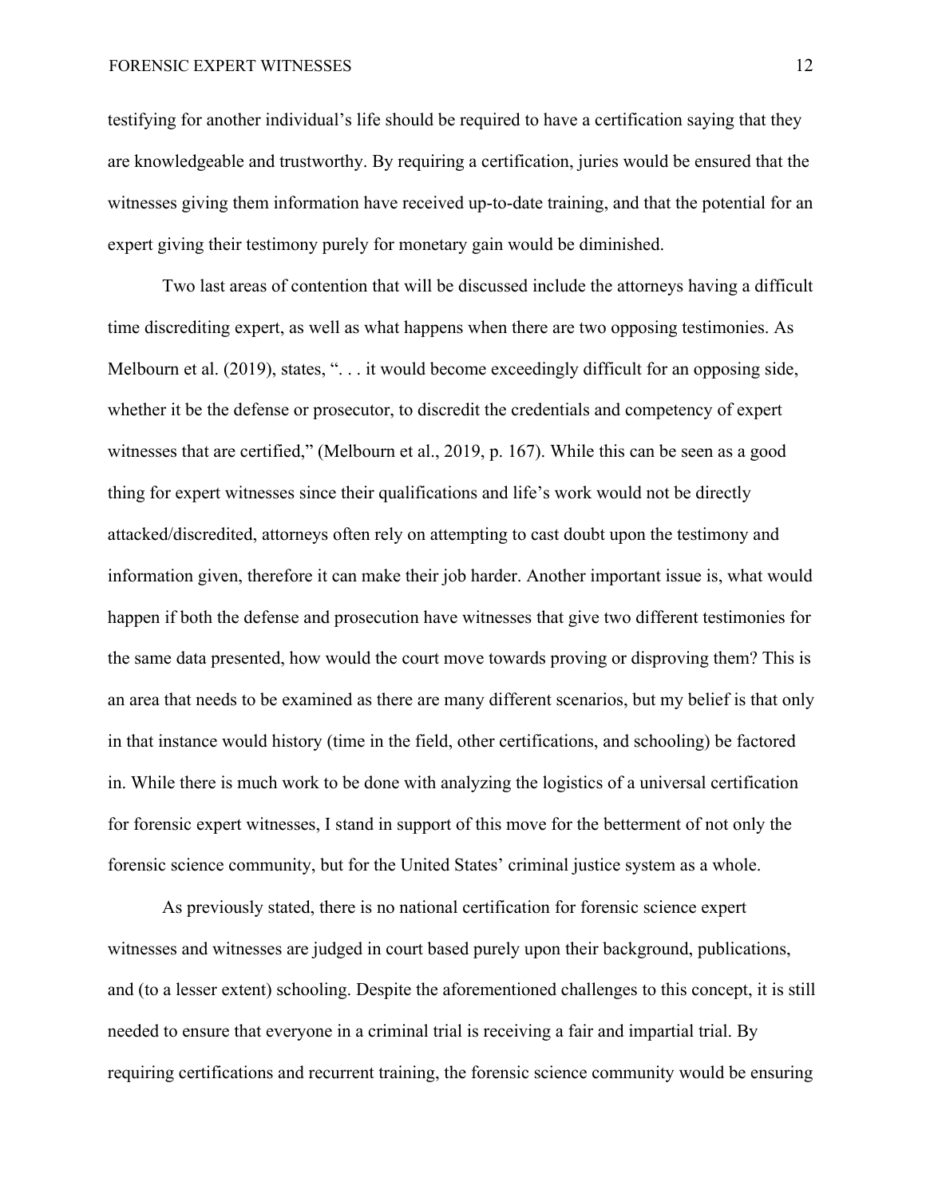testifying for another individual's life should be required to have a certification saying that they are knowledgeable and trustworthy. By requiring a certification, juries would be ensured that the witnesses giving them information have received up-to-date training, and that the potential for an expert giving their testimony purely for monetary gain would be diminished.

Two last areas of contention that will be discussed include the attorneys having a difficult time discrediting expert, as well as what happens when there are two opposing testimonies. As Melbourn et al. (2019), states, ". . . it would become exceedingly difficult for an opposing side, whether it be the defense or prosecutor, to discredit the credentials and competency of expert witnesses that are certified," (Melbourn et al., 2019, p. 167). While this can be seen as a good thing for expert witnesses since their qualifications and life's work would not be directly attacked/discredited, attorneys often rely on attempting to cast doubt upon the testimony and information given, therefore it can make their job harder. Another important issue is, what would happen if both the defense and prosecution have witnesses that give two different testimonies for the same data presented, how would the court move towards proving or disproving them? This is an area that needs to be examined as there are many different scenarios, but my belief is that only in that instance would history (time in the field, other certifications, and schooling) be factored in. While there is much work to be done with analyzing the logistics of a universal certification for forensic expert witnesses, I stand in support of this move for the betterment of not only the forensic science community, but for the United States' criminal justice system as a whole.

As previously stated, there is no national certification for forensic science expert witnesses and witnesses are judged in court based purely upon their background, publications, and (to a lesser extent) schooling. Despite the aforementioned challenges to this concept, it is still needed to ensure that everyone in a criminal trial is receiving a fair and impartial trial. By requiring certifications and recurrent training, the forensic science community would be ensuring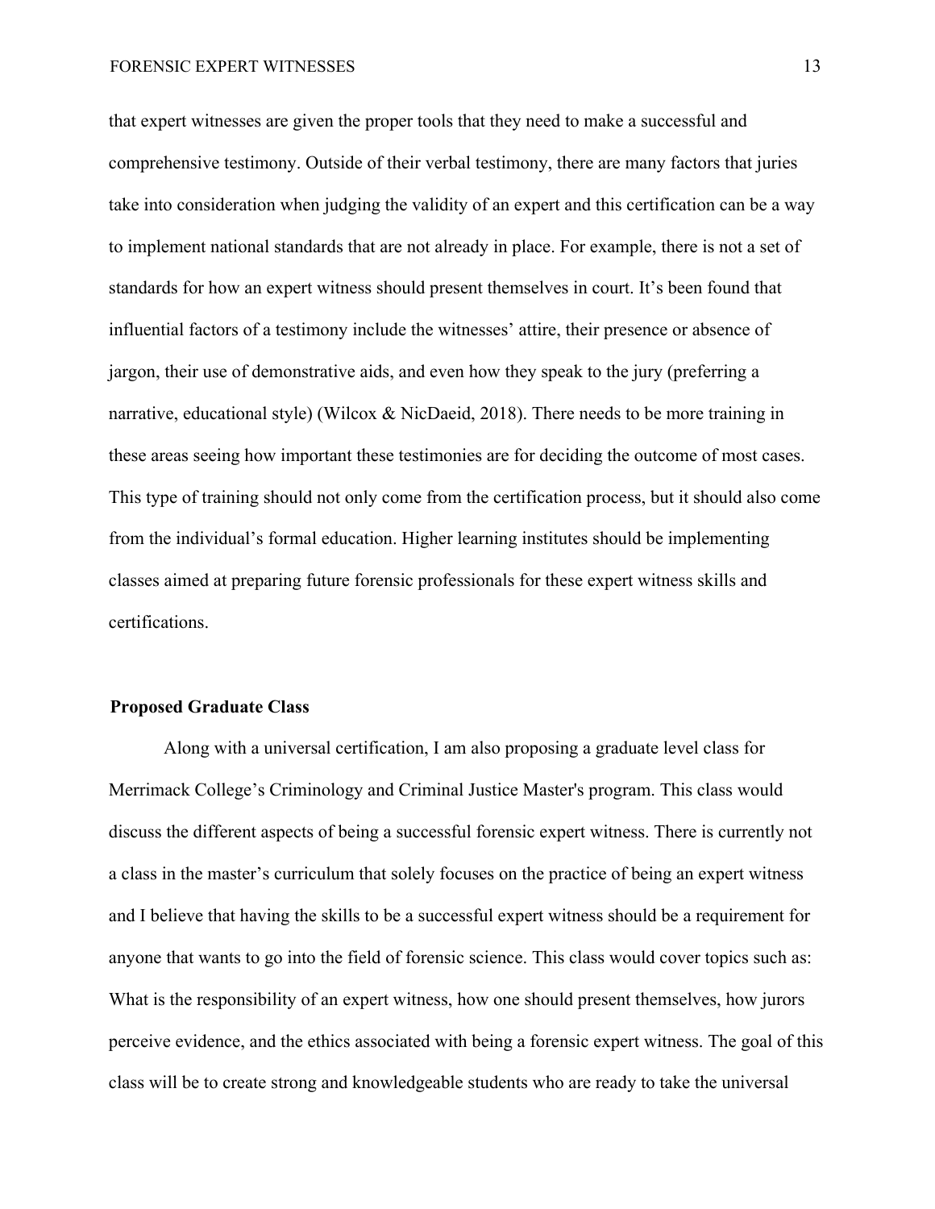that expert witnesses are given the proper tools that they need to make a successful and comprehensive testimony. Outside of their verbal testimony, there are many factors that juries take into consideration when judging the validity of an expert and this certification can be a way to implement national standards that are not already in place. For example, there is not a set of standards for how an expert witness should present themselves in court. It's been found that influential factors of a testimony include the witnesses' attire, their presence or absence of jargon, their use of demonstrative aids, and even how they speak to the jury (preferring a narrative, educational style) (Wilcox & NicDaeid, 2018). There needs to be more training in these areas seeing how important these testimonies are for deciding the outcome of most cases. This type of training should not only come from the certification process, but it should also come from the individual's formal education. Higher learning institutes should be implementing classes aimed at preparing future forensic professionals for these expert witness skills and certifications.

### Proposed Graduate Class

Along with a universal certification, I am also proposing a graduate level class for Merrimack College's Criminology and Criminal Justice Master's program. This class would discuss the different aspects of being a successful forensic expert witness. There is currently not a class in the master's curriculum that solely focuses on the practice of being an expert witness and I believe that having the skills to be a successful expert witness should be a requirement for anyone that wants to go into the field of forensic science. This class would cover topics such as: What is the responsibility of an expert witness, how one should present themselves, how jurors perceive evidence, and the ethics associated with being a forensic expert witness. The goal of this class will be to create strong and knowledgeable students who are ready to take the universal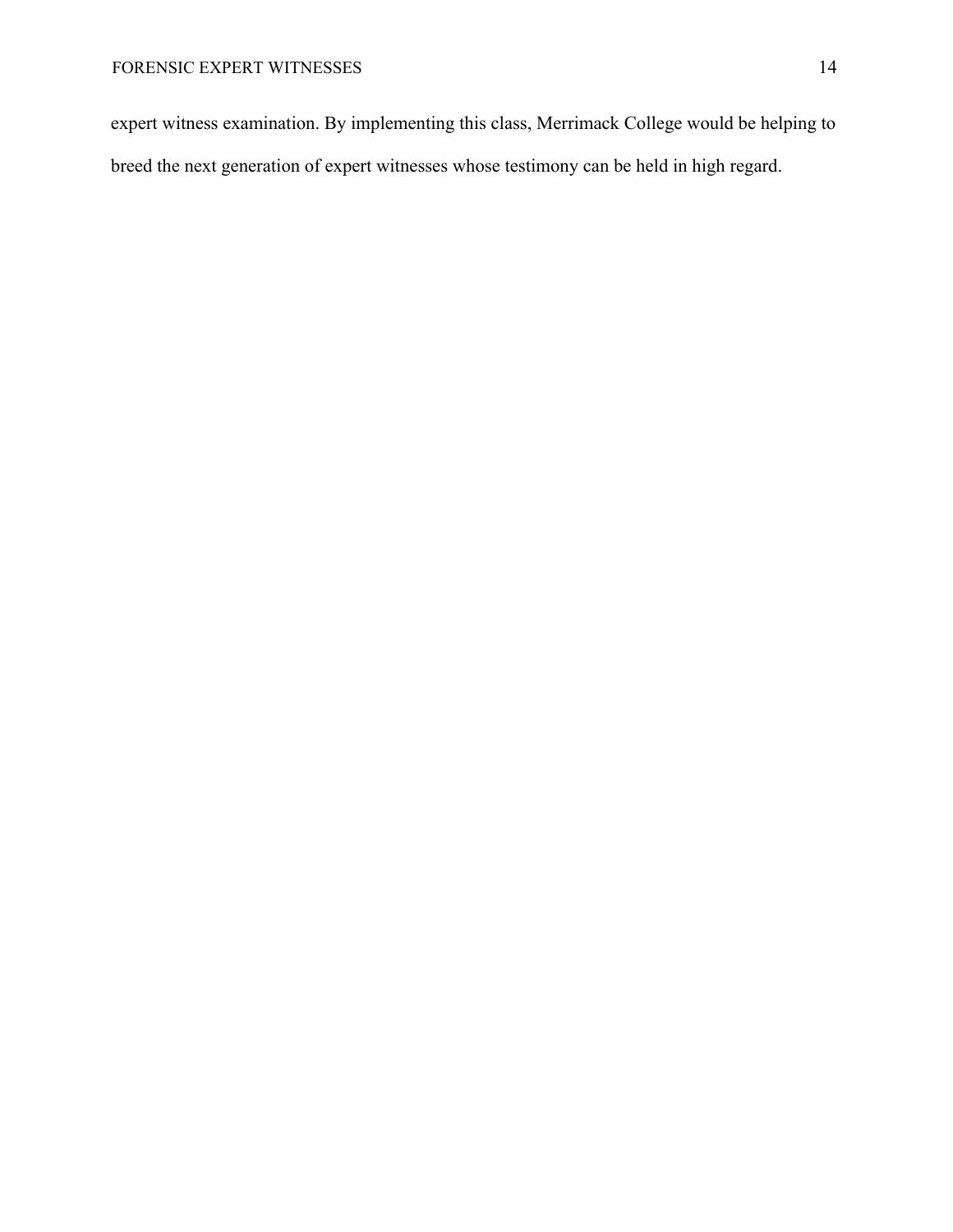expert witness examination. By implementing this class, Merrimack College would be helping to breed the next generation of expert witnesses whose testimony can be held in high regard.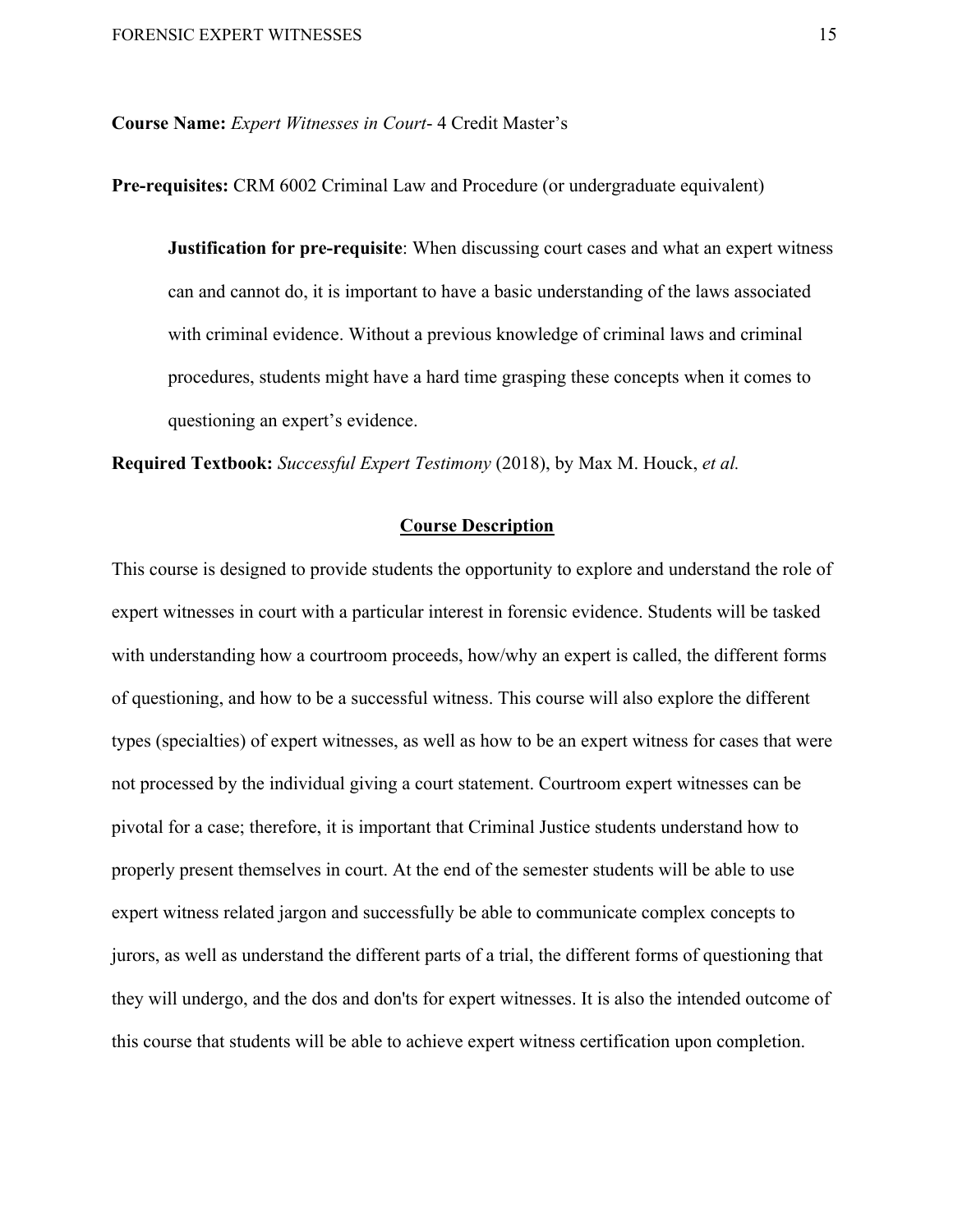**Course Name:** *Expert Witnesses in Court*- 4 Credit Master's

**Pre-requisites:** CRM 6002 Criminal Law and Procedure (or undergraduate equivalent)

> **Justification for pre-requisite**: When discussing court cases and what an expert witness can and cannot do, it is important to have a basic understanding of the laws associated with criminal evidence. Without a previous knowledge of criminal laws and criminal procedures, students might have a hard time grasping these concepts when it comes to questioning an expert's evidence.

**Required Textbook:** *Successful Expert Testimony* (2018), by Max M. Houck, *et al.*

## <u>Course Description</u>

This course is designed to provide students the opportunity to explore and understand the role of expert witnesses in court with a particular interest in forensic evidence. Students will be tasked with understanding how a courtroom proceeds, how/why an expert is called, the different forms of questioning, and how to be a successful witness. This course will also explore the different types (specialties) of expert witnesses, as well as how to be an expert witness for cases that were not processed by the individual giving a court statement. Courtroom expert witnesses can be pivotal for a case; therefore, it is important that Criminal Justice students understand how to properly present themselves in court. At the end of the semester students will be able to use expert witness related jargon and successfully be able to communicate complex concepts to jurors, as well as understand the different parts of a trial, the different forms of questioning that they will undergo, and the dos and don'ts for expert witnesses. It is also the intended outcome of this course that students will be able to achieve expert witness certification upon completion.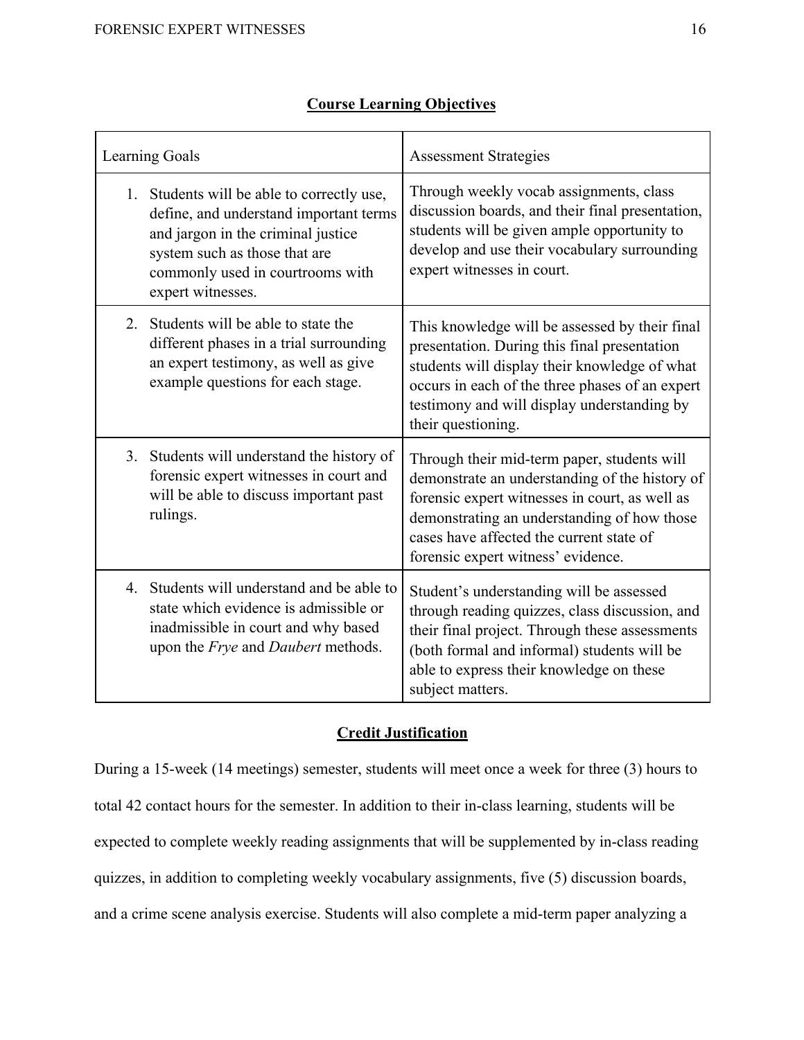## **Course Learning Objectives**

| Learning Goals | Assessment Strategies |
|---|---|
| 1. Students will be able to correctly use, define, and understand important terms and jargon in the criminal justice system such as those that are commonly used in courtrooms with expert witnesses. | Through weekly vocab assignments, class discussion boards, and their final presentation, students will be given ample opportunity to develop and use their vocabulary surrounding expert witnesses in court. |
| 2. Students will be able to state the different phases in a trial surrounding an expert testimony, as well as give example questions for each stage. | This knowledge will be assessed by their final presentation. During this final presentation students will display their knowledge of what occurs in each of the three phases of an expert testimony and will display understanding by their questioning. |
| 3. Students will understand the history of forensic expert witnesses in court and will be able to discuss important past rulings. | Through their mid-term paper, students will demonstrate an understanding of the history of forensic expert witnesses in court, as well as demonstrating an understanding of how those cases have affected the current state of forensic expert witness' evidence. |
| 4. Students will understand and be able to state which evidence is admissible or inadmissible in court and why based upon the *Frye* and *Daubert* methods. | Student's understanding will be assessed through reading quizzes, class discussion, and their final project. Through these assessments (both formal and informal) students will be able to express their knowledge on these subject matters. |

## **Credit Justification**

During a 15-week (14 meetings) semester, students will meet once a week for three (3) hours to total 42 contact hours for the semester. In addition to their in-class learning, students will be expected to complete weekly reading assignments that will be supplemented by in-class reading quizzes, in addition to completing weekly vocabulary assignments, five (5) discussion boards, and a crime scene analysis exercise. Students will also complete a mid-term paper analyzing a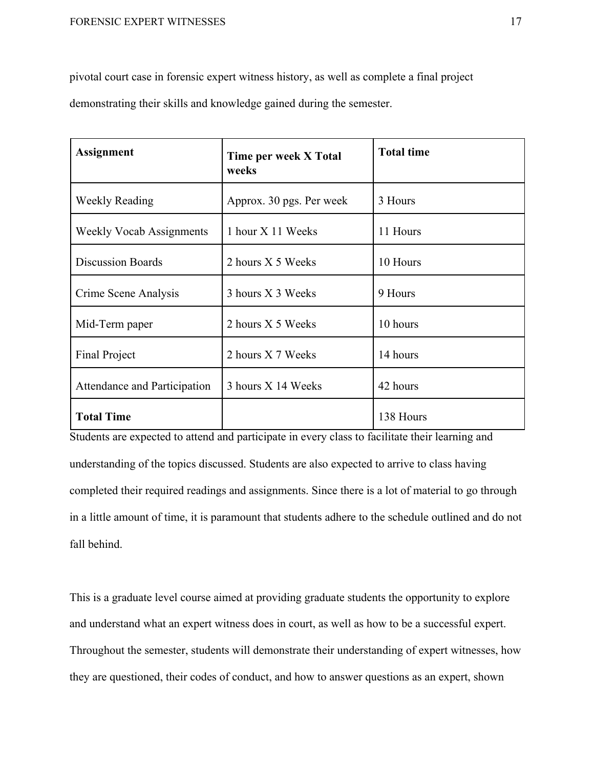pivotal court case in forensic expert witness history, as well as complete a final project demonstrating their skills and knowledge gained during the semester.

| **Assignment** | **Time per week X Total weeks** | **Total time** |
| --- | --- | --- |
| Weekly Reading | Approx. 30 pgs. Per week | 3 Hours |
| Weekly Vocab Assignments | 1 hour X 11 Weeks | 11 Hours |
| Discussion Boards | 2 hours X 5 Weeks | 10 Hours |
| Crime Scene Analysis | 3 hours X 3 Weeks | 9 Hours |
| Mid-Term paper | 2 hours X 5 Weeks | 10 hours |
| Final Project | 2 hours X 7 Weeks | 14 hours |
| Attendance and Participation | 3 hours X 14 Weeks | 42 hours |
| **Total Time** | | 138 Hours |

Students are expected to attend and participate in every class to facilitate their learning and understanding of the topics discussed. Students are also expected to arrive to class having completed their required readings and assignments. Since there is a lot of material to go through in a little amount of time, it is paramount that students adhere to the schedule outlined and do not fall behind.

This is a graduate level course aimed at providing graduate students the opportunity to explore and understand what an expert witness does in court, as well as how to be a successful expert. Throughout the semester, students will demonstrate their understanding of expert witnesses, how they are questioned, their codes of conduct, and how to answer questions as an expert, shown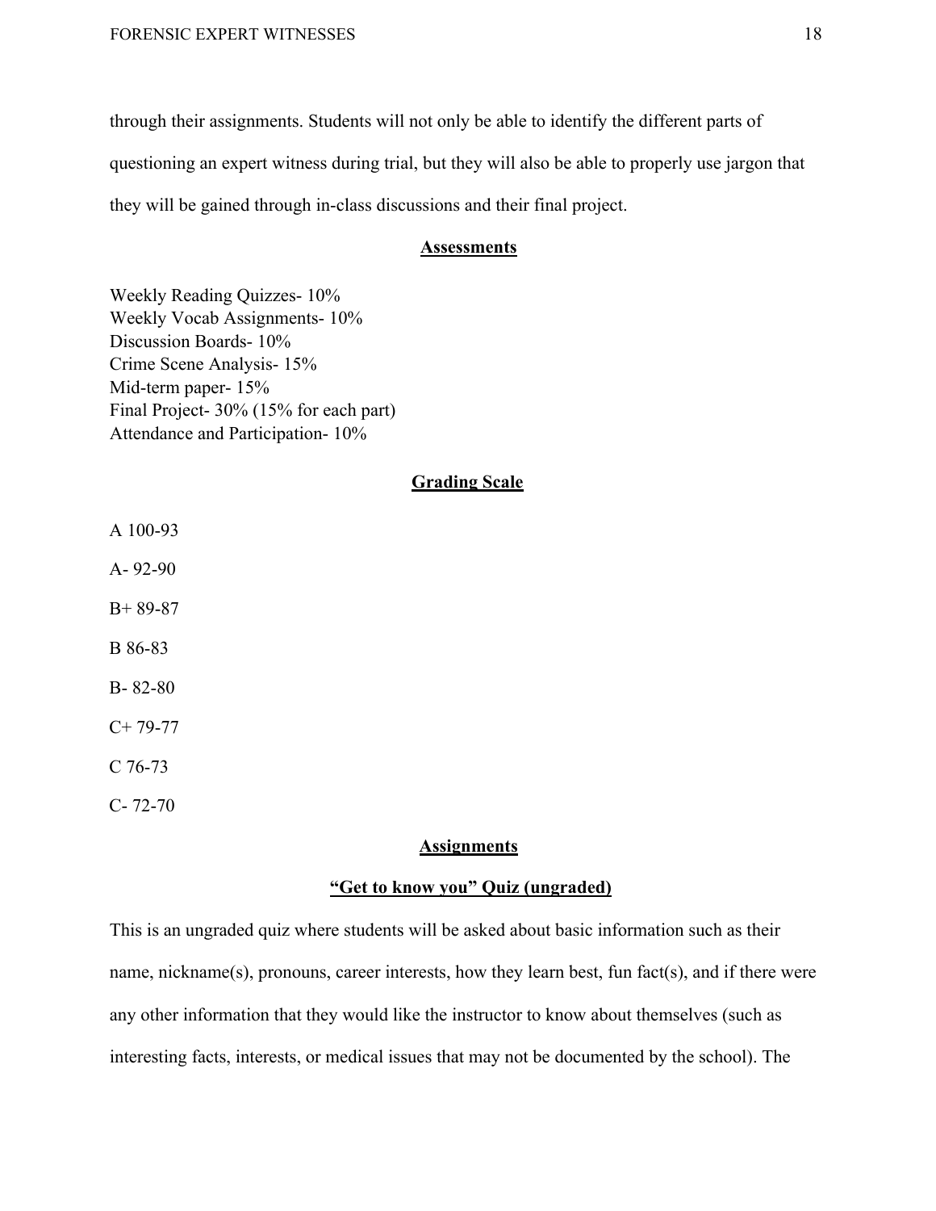through their assignments. Students will not only be able to identify the different parts of questioning an expert witness during trial, but they will also be able to properly use jargon that they will be gained through in-class discussions and their final project.

## **Assessments**

Weekly Reading Quizzes- 10%
Weekly Vocab Assignments- 10%
Discussion Boards- 10%
Crime Scene Analysis- 15%
Mid-term paper- 15%
Final Project- 30% (15% for each part)
Attendance and Participation- 10%

## **Grading Scale**

A 100-93

A- 92-90

B+ 89-87

B 86-83

B- 82-80

C+ 79-77

C 76-73

C- 72-70

## **Assignments**

### **"Get to know you" Quiz (ungraded)**

This is an ungraded quiz where students will be asked about basic information such as their name, nickname(s), pronouns, career interests, how they learn best, fun fact(s), and if there were any other information that they would like the instructor to know about themselves (such as interesting facts, interests, or medical issues that may not be documented by the school). The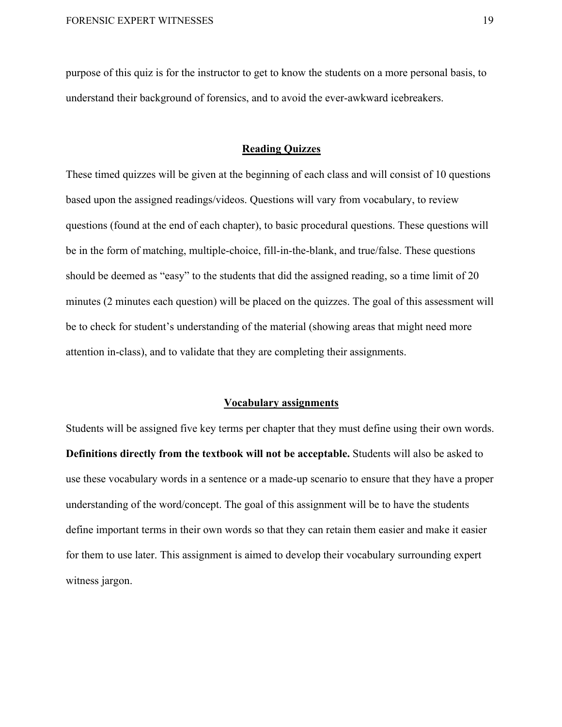purpose of this quiz is for the instructor to get to know the students on a more personal basis, to understand their background of forensics, and to avoid the ever-awkward icebreakers.

## Reading Quizzes

These timed quizzes will be given at the beginning of each class and will consist of 10 questions based upon the assigned readings/videos. Questions will vary from vocabulary, to review questions (found at the end of each chapter), to basic procedural questions. These questions will be in the form of matching, multiple-choice, fill-in-the-blank, and true/false. These questions should be deemed as "easy" to the students that did the assigned reading, so a time limit of 20 minutes (2 minutes each question) will be placed on the quizzes. The goal of this assessment will be to check for student's understanding of the material (showing areas that might need more attention in-class), and to validate that they are completing their assignments.

## Vocabulary assignments

Students will be assigned five key terms per chapter that they must define using their own words. **Definitions directly from the textbook will not be acceptable.** Students will also be asked to use these vocabulary words in a sentence or a made-up scenario to ensure that they have a proper understanding of the word/concept. The goal of this assignment will be to have the students define important terms in their own words so that they can retain them easier and make it easier for them to use later. This assignment is aimed to develop their vocabulary surrounding expert witness jargon.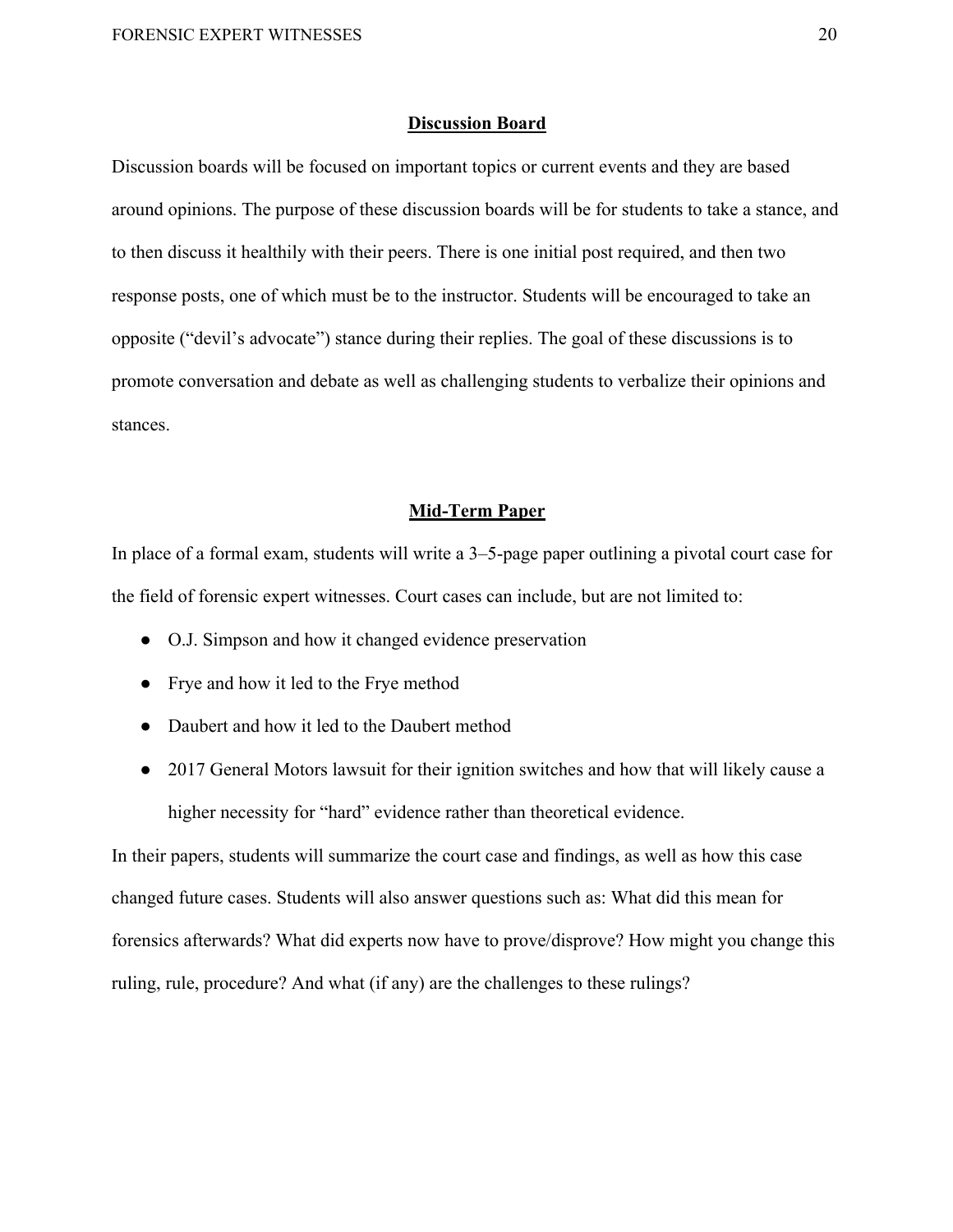## Discussion Board

Discussion boards will be focused on important topics or current events and they are based around opinions. The purpose of these discussion boards will be for students to take a stance, and to then discuss it healthily with their peers. There is one initial post required, and then two response posts, one of which must be to the instructor. Students will be encouraged to take an opposite ("devil's advocate") stance during their replies. The goal of these discussions is to promote conversation and debate as well as challenging students to verbalize their opinions and stances.

## Mid-Term Paper

In place of a formal exam, students will write a 3–5-page paper outlining a pivotal court case for the field of forensic expert witnesses. Court cases can include, but are not limited to:

- O.J. Simpson and how it changed evidence preservation
- Frye and how it led to the Frye method
- Daubert and how it led to the Daubert method
- 2017 General Motors lawsuit for their ignition switches and how that will likely cause a higher necessity for "hard" evidence rather than theoretical evidence.

In their papers, students will summarize the court case and findings, as well as how this case changed future cases. Students will also answer questions such as: What did this mean for forensics afterwards? What did experts now have to prove/disprove? How might you change this ruling, rule, procedure? And what (if any) are the challenges to these rulings?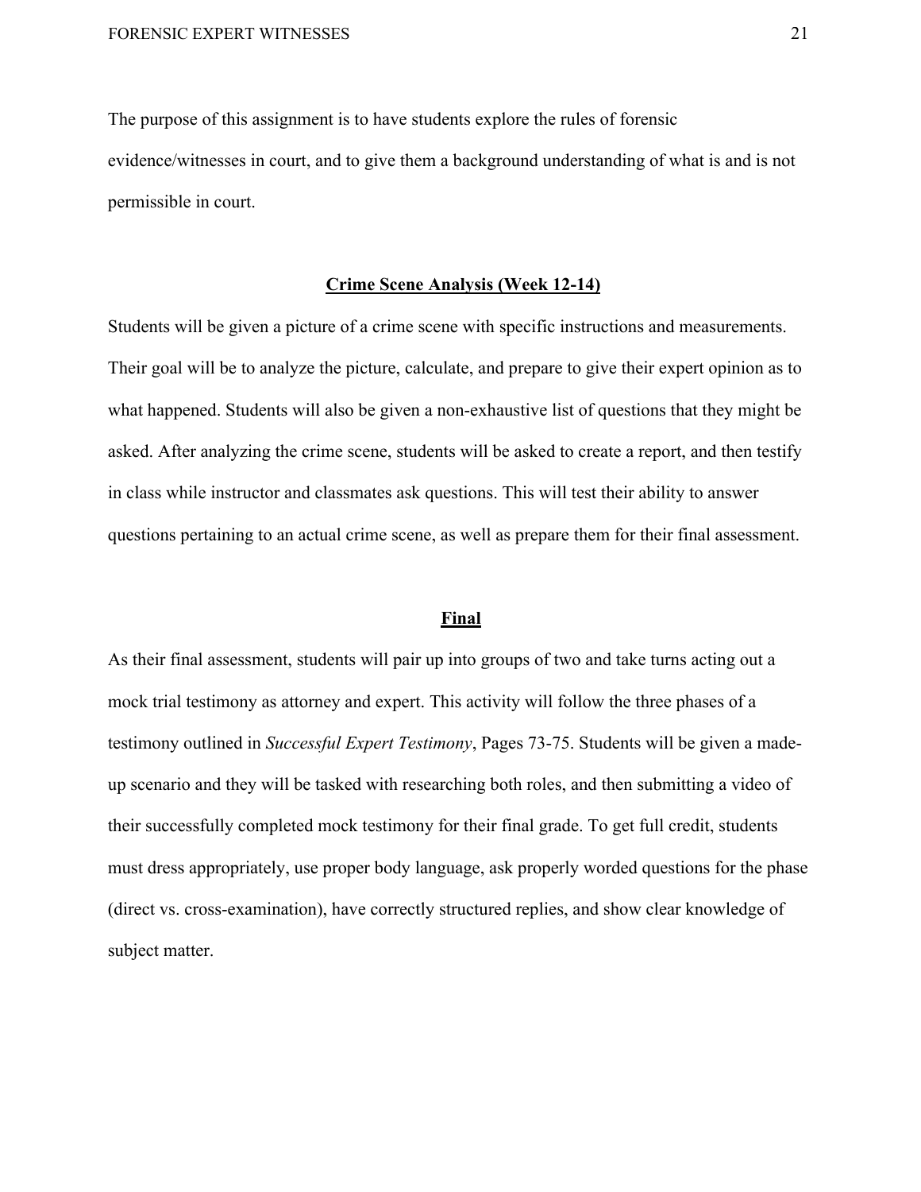The purpose of this assignment is to have students explore the rules of forensic evidence/witnesses in court, and to give them a background understanding of what is and is not permissible in court.

## Crime Scene Analysis (Week 12-14)

Students will be given a picture of a crime scene with specific instructions and measurements. Their goal will be to analyze the picture, calculate, and prepare to give their expert opinion as to what happened. Students will also be given a non-exhaustive list of questions that they might be asked. After analyzing the crime scene, students will be asked to create a report, and then testify in class while instructor and classmates ask questions. This will test their ability to answer questions pertaining to an actual crime scene, as well as prepare them for their final assessment.

## Final

As their final assessment, students will pair up into groups of two and take turns acting out a mock trial testimony as attorney and expert. This activity will follow the three phases of a testimony outlined in *Successful Expert Testimony*, Pages 73-75. Students will be given a made-up scenario and they will be tasked with researching both roles, and then submitting a video of their successfully completed mock testimony for their final grade. To get full credit, students must dress appropriately, use proper body language, ask properly worded questions for the phase (direct vs. cross-examination), have correctly structured replies, and show clear knowledge of subject matter.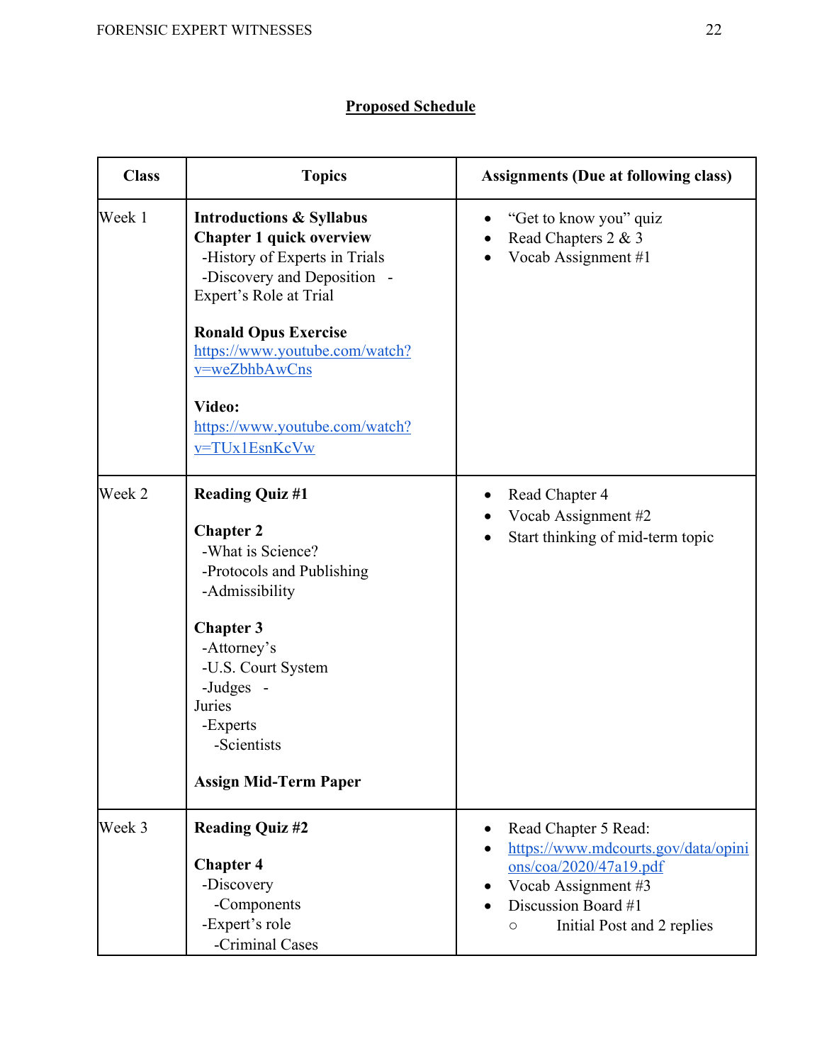## Proposed Schedule

| Class | Topics | Assignments (Due at following class) |
|---|---|---|
| Week 1 | **Introductions & Syllabus**<br>**Chapter 1 quick overview**<br>-History of Experts in Trials<br>-Discovery and Deposition -Expert's Role at Trial<br><br>**Ronald Opus Exercise**<br>https://www.youtube.com/watch?v=weZbhbAwCns<br><br>**Video:**<br>https://www.youtube.com/watch?v=TUx1EsnKcVw | • "Get to know you" quiz<br>• Read Chapters 2 & 3<br>• Vocab Assignment #1 |
| Week 2 | **Reading Quiz #1**<br><br>**Chapter 2**<br>-What is Science?<br>-Protocols and Publishing<br>-Admissibility<br><br>**Chapter 3**<br>-Attorney's<br>-U.S. Court System<br>-Judges -Juries<br>-Experts<br>-Scientists<br><br>**Assign Mid-Term Paper** | • Read Chapter 4<br>• Vocab Assignment #2<br>• Start thinking of mid-term topic |
| Week 3 | **Reading Quiz #2**<br><br>**Chapter 4**<br>-Discovery<br>-Components<br>-Expert's role<br>-Criminal Cases | • Read Chapter 5 Read:<br>• https://www.mdcourts.gov/data/opinions/coa/2020/47a19.pdf<br>• Vocab Assignment #3<br>• Discussion Board #1<br>  ○ Initial Post and 2 replies |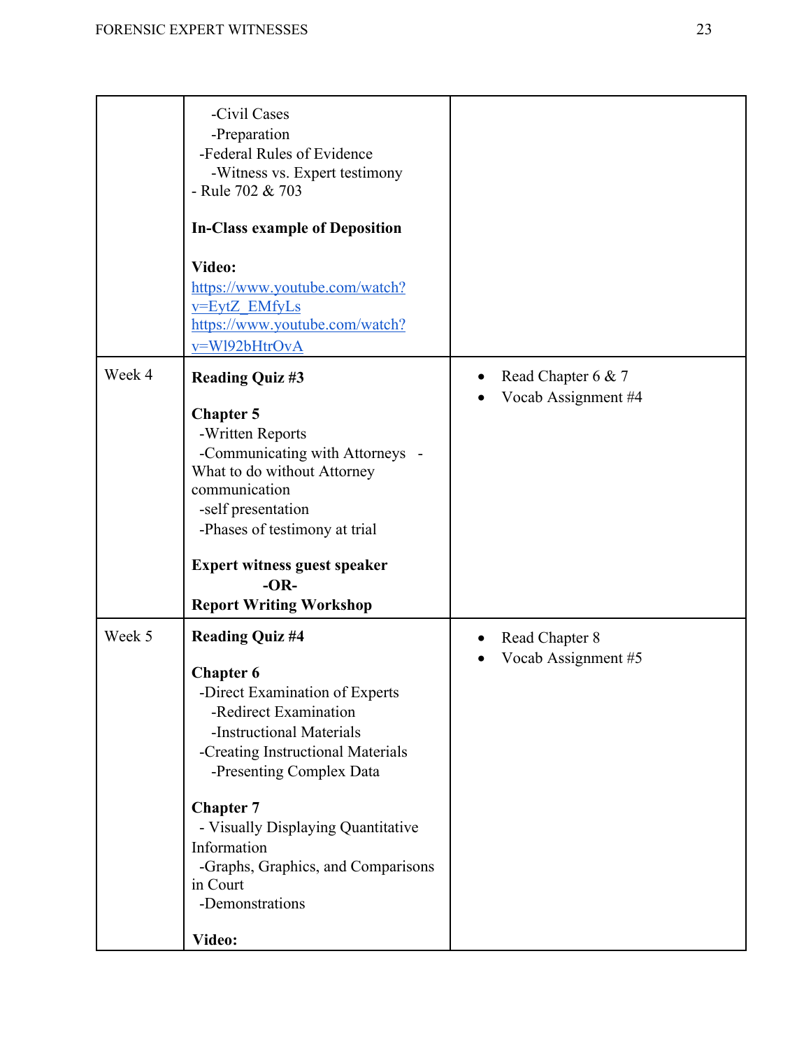| | | |
|---|---|---|
| | -Civil Cases<br>-Preparation<br>-Federal Rules of Evidence<br>-Witness vs. Expert testimony<br>- Rule 702 & 703<br><br>**In-Class example of Deposition**<br><br>**Video:**<br>https://www.youtube.com/watch?v=EytZ_EMfyLs<br>https://www.youtube.com/watch?v=Wl92bHtrOvA | |
| Week 4 | **Reading Quiz #3**<br><br>**Chapter 5**<br>-Written Reports<br>-Communicating with Attorneys - What to do without Attorney communication<br>-self presentation<br>-Phases of testimony at trial<br><br>**Expert witness guest speaker**<br>**-OR-**<br>**Report Writing Workshop** | • Read Chapter 6 & 7<br>• Vocab Assignment #4 |
| Week 5 | **Reading Quiz #4**<br><br>**Chapter 6**<br>-Direct Examination of Experts<br>-Redirect Examination<br>-Instructional Materials<br>-Creating Instructional Materials<br>-Presenting Complex Data<br><br>**Chapter 7**<br>- Visually Displaying Quantitative Information<br>-Graphs, Graphics, and Comparisons in Court<br>-Demonstrations<br><br>**Video:** | • Read Chapter 8<br>• Vocab Assignment #5 |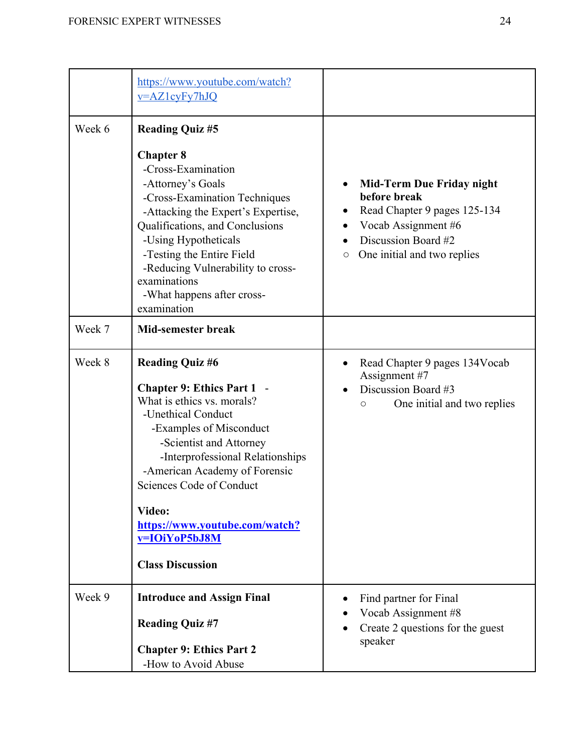| | | |
|---|---|---|
| | https://www.youtube.com/watch?v=AZ1cyFy7hJQ | |
| Week 6 | **Reading Quiz #5**<br><br>**Chapter 8**<br>-Cross-Examination<br>-Attorney's Goals<br>-Cross-Examination Techniques<br>-Attacking the Expert's Expertise, Qualifications, and Conclusions<br>-Using Hypotheticals<br>-Testing the Entire Field<br>-Reducing Vulnerability to cross-examinations<br>-What happens after cross-examination | • **Mid-Term Due Friday night before break**<br>• Read Chapter 9 pages 125-134<br>• Vocab Assignment #6<br>• Discussion Board #2<br>○ One initial and two replies |
| Week 7 | **Mid-semester break** | |
| Week 8 | **Reading Quiz #6**<br><br>**Chapter 9: Ethics Part 1** - What is ethics vs. morals?<br>-Unethical Conduct<br>-Examples of Misconduct<br>-Scientist and Attorney<br>-Interprofessional Relationships<br>-American Academy of Forensic Sciences Code of Conduct<br><br>**Video:**<br>**https://www.youtube.com/watch?v=IOiYoP5bJ8M**<br><br>**Class Discussion** | • Read Chapter 9 pages 134Vocab Assignment #7<br>• Discussion Board #3<br>○ One initial and two replies |
| Week 9 | **Introduce and Assign Final**<br><br>**Reading Quiz #7**<br><br>**Chapter 9: Ethics Part 2**<br>-How to Avoid Abuse | • Find partner for Final<br>• Vocab Assignment #8<br>• Create 2 questions for the guest speaker |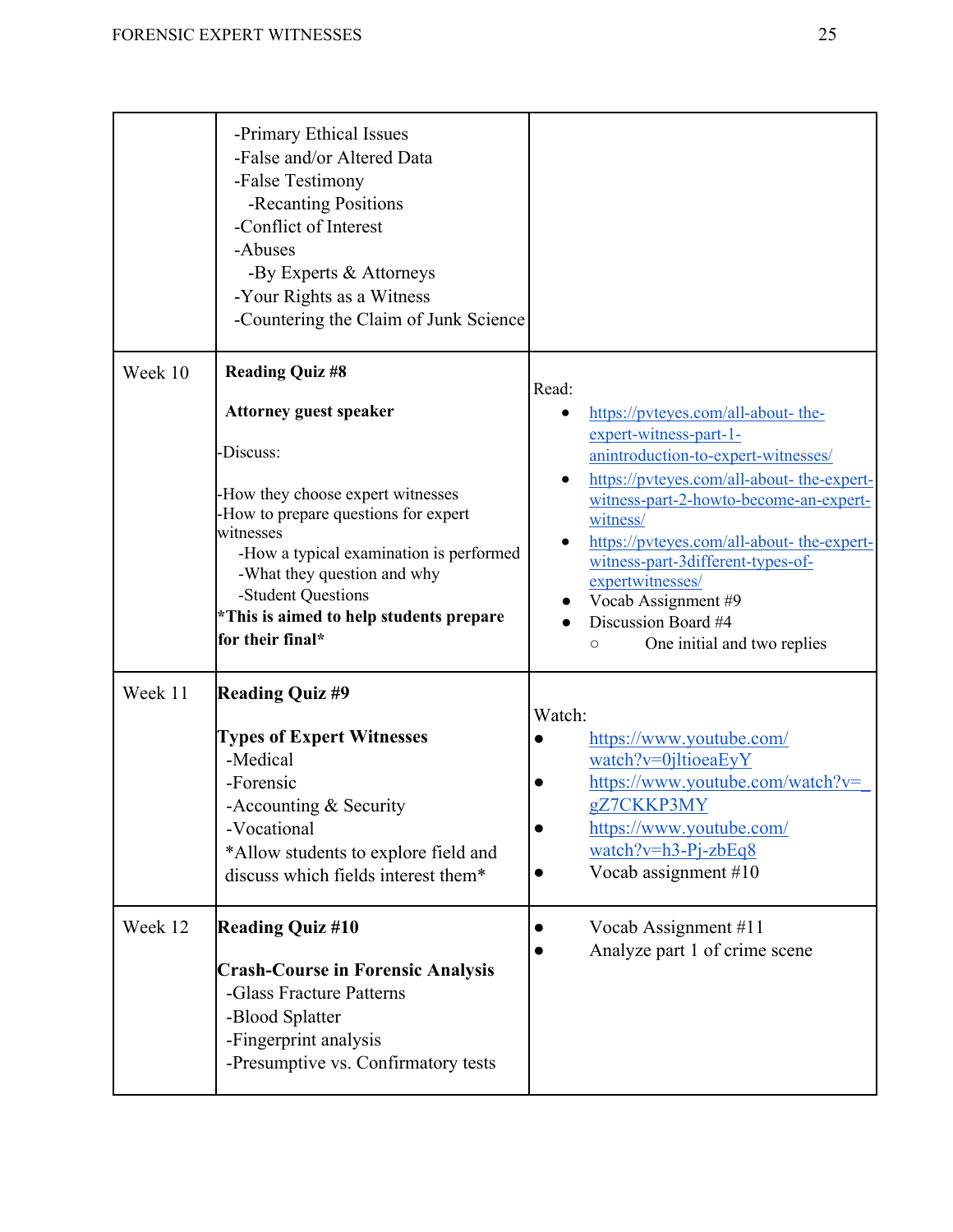|  |  |  |
|---|---|---|
|  | -Primary Ethical Issues<br>-False and/or Altered Data<br>-False Testimony<br>-Recanting Positions<br>-Conflict of Interest<br>-Abuses<br>-By Experts & Attorneys<br>-Your Rights as a Witness<br>-Countering the Claim of Junk Science |  |
| Week 10 | **Reading Quiz #8**<br><br>**Attorney guest speaker**<br><br>-Discuss:<br><br>-How they choose expert witnesses<br>-How to prepare questions for expert witnesses<br>-How a typical examination is performed<br>-What they question and why<br>-Student Questions<br>***This is aimed to help students prepare for their final*** | Read:<br>• https://pvteyes.com/all-about- the-expert-witness-part-1-anintroduction-to-expert-witnesses/<br>• https://pvteyes.com/all-about- the-expert-witness-part-2-howto-become-an-expert-witness/<br>• https://pvteyes.com/all-about- the-expert-witness-part-3different-types-of-expertwitnesses/<br>• Vocab Assignment #9<br>• Discussion Board #4<br>○ One initial and two replies |
| Week 11 | **Reading Quiz #9**<br><br>**Types of Expert Witnesses**<br>-Medical<br>-Forensic<br>-Accounting & Security<br>-Vocational<br>*Allow students to explore field and discuss which fields interest them* | Watch:<br>• https://www.youtube.com/watch?v=0jltioeaEyY<br>• https://www.youtube.com/watch?v=_gZ7CKKP3MY<br>• https://www.youtube.com/watch?v=h3-Pj-zbEq8<br>• Vocab assignment #10 |
| Week 12 | **Reading Quiz #10**<br><br>**Crash-Course in Forensic Analysis**<br>-Glass Fracture Patterns<br>-Blood Splatter<br>-Fingerprint analysis<br>-Presumptive vs. Confirmatory tests | • Vocab Assignment #11<br>• Analyze part 1 of crime scene |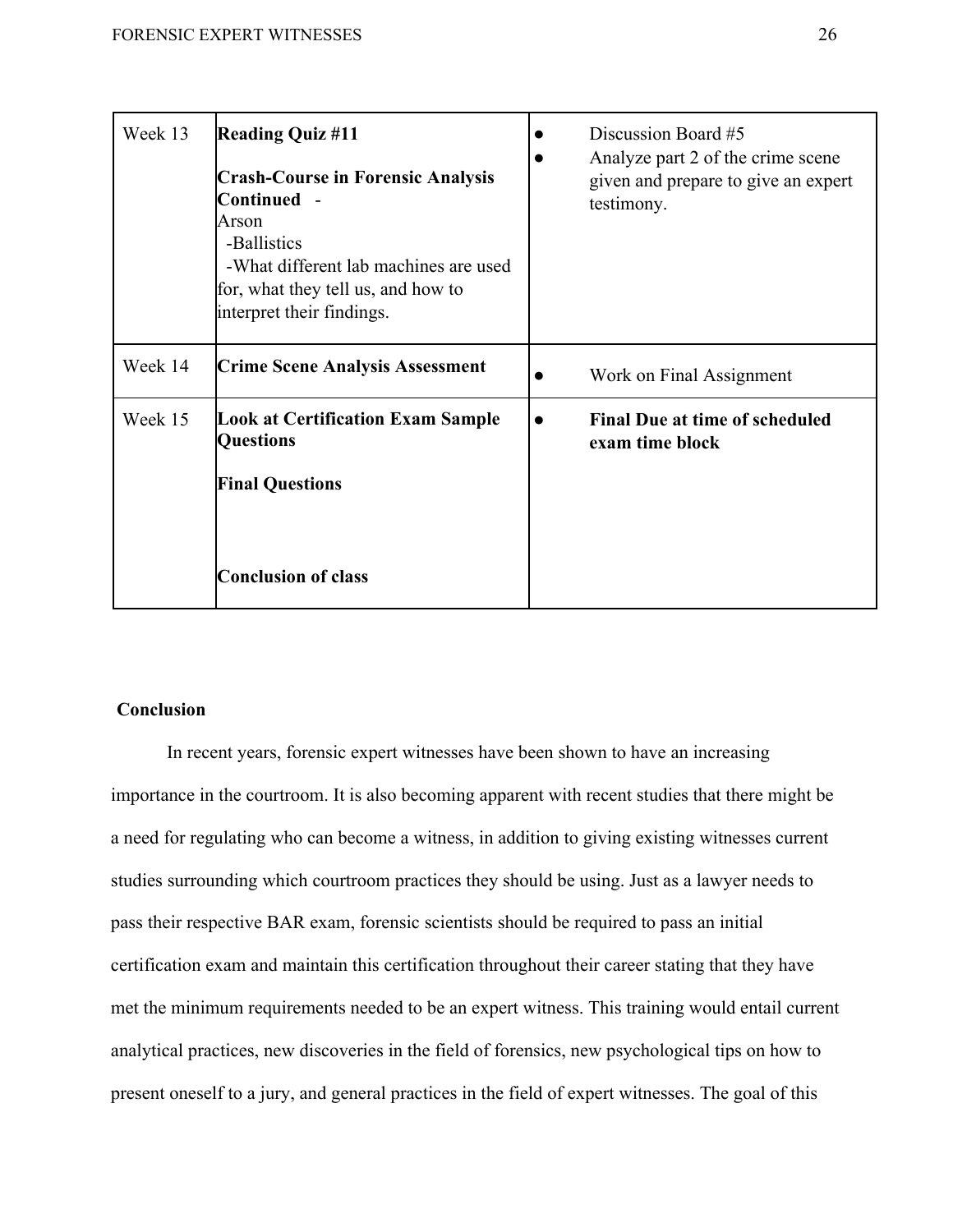| Week 13 | **Reading Quiz #11**<br><br>**Crash-Course in Forensic Analysis Continued** -<br>Arson<br>-Ballistics<br>-What different lab machines are used for, what they tell us, and how to interpret their findings. | ● Discussion Board #5<br>● Analyze part 2 of the crime scene given and prepare to give an expert testimony. |
|---|---|---|
| Week 14 | **Crime Scene Analysis Assessment** | ● Work on Final Assignment |
| Week 15 | **Look at Certification Exam Sample Questions**<br><br>**Final Questions**<br><br>**Conclusion of class** | ● **Final Due at time of scheduled exam time block** |

**Conclusion**

In recent years, forensic expert witnesses have been shown to have an increasing importance in the courtroom. It is also becoming apparent with recent studies that there might be a need for regulating who can become a witness, in addition to giving existing witnesses current studies surrounding which courtroom practices they should be using. Just as a lawyer needs to pass their respective BAR exam, forensic scientists should be required to pass an initial certification exam and maintain this certification throughout their career stating that they have met the minimum requirements needed to be an expert witness. This training would entail current analytical practices, new discoveries in the field of forensics, new psychological tips on how to present oneself to a jury, and general practices in the field of expert witnesses. The goal of this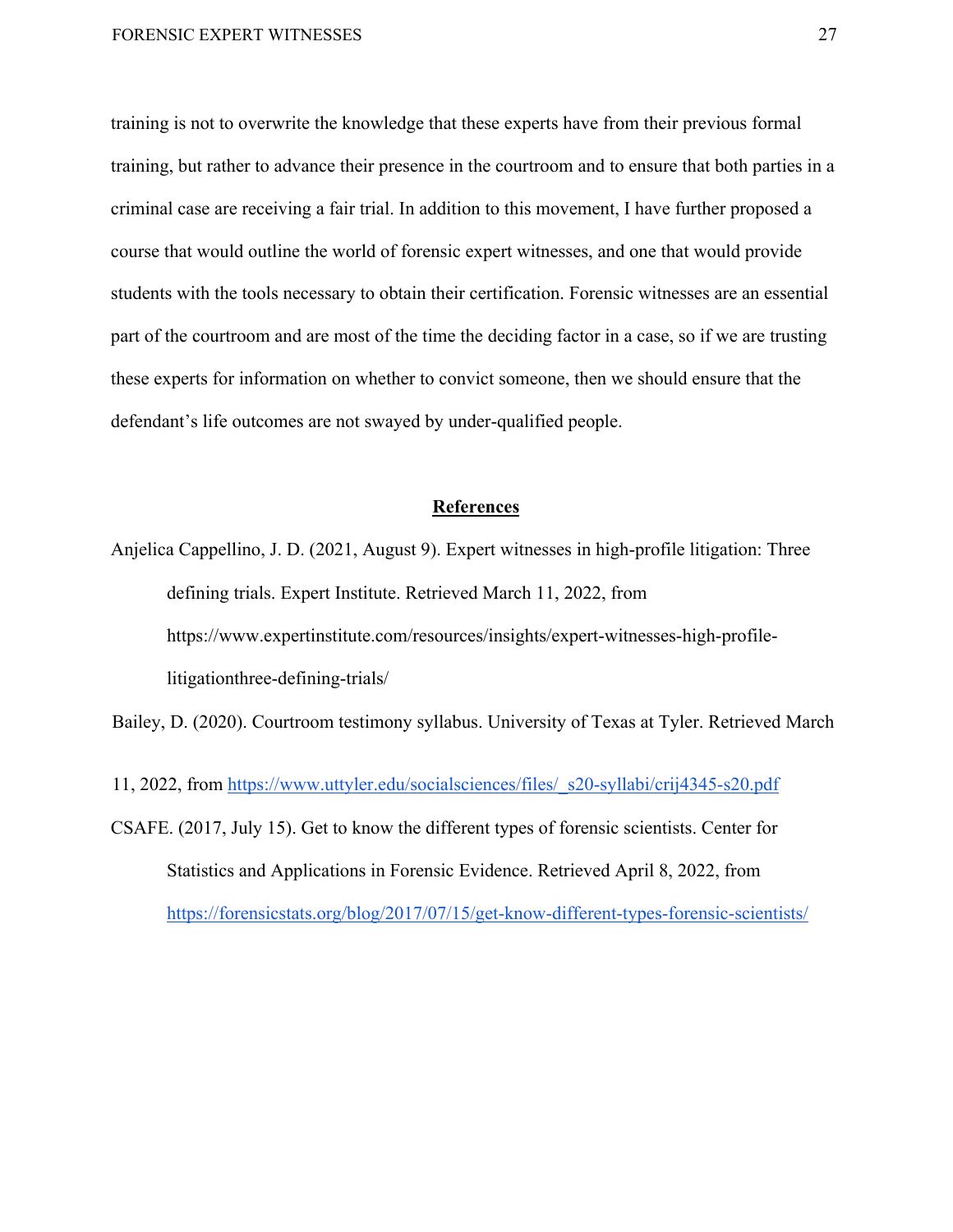training is not to overwrite the knowledge that these experts have from their previous formal training, but rather to advance their presence in the courtroom and to ensure that both parties in a criminal case are receiving a fair trial. In addition to this movement, I have further proposed a course that would outline the world of forensic expert witnesses, and one that would provide students with the tools necessary to obtain their certification. Forensic witnesses are an essential part of the courtroom and are most of the time the deciding factor in a case, so if we are trusting these experts for information on whether to convict someone, then we should ensure that the defendant's life outcomes are not swayed by under-qualified people.

## **References**

Anjelica Cappellino, J. D. (2021, August 9). Expert witnesses in high-profile litigation: Three defining trials. Expert Institute. Retrieved March 11, 2022, from https://www.expertinstitute.com/resources/insights/expert-witnesses-high-profile-litigationthree-defining-trials/

Bailey, D. (2020). Courtroom testimony syllabus. University of Texas at Tyler. Retrieved March 11, 2022, from https://www.uttyler.edu/socialsciences/files/_s20-syllabi/crij4345-s20.pdf

CSAFE. (2017, July 15). Get to know the different types of forensic scientists. Center for Statistics and Applications in Forensic Evidence. Retrieved April 8, 2022, from https://forensicstats.org/blog/2017/07/15/get-know-different-types-forensic-scientists/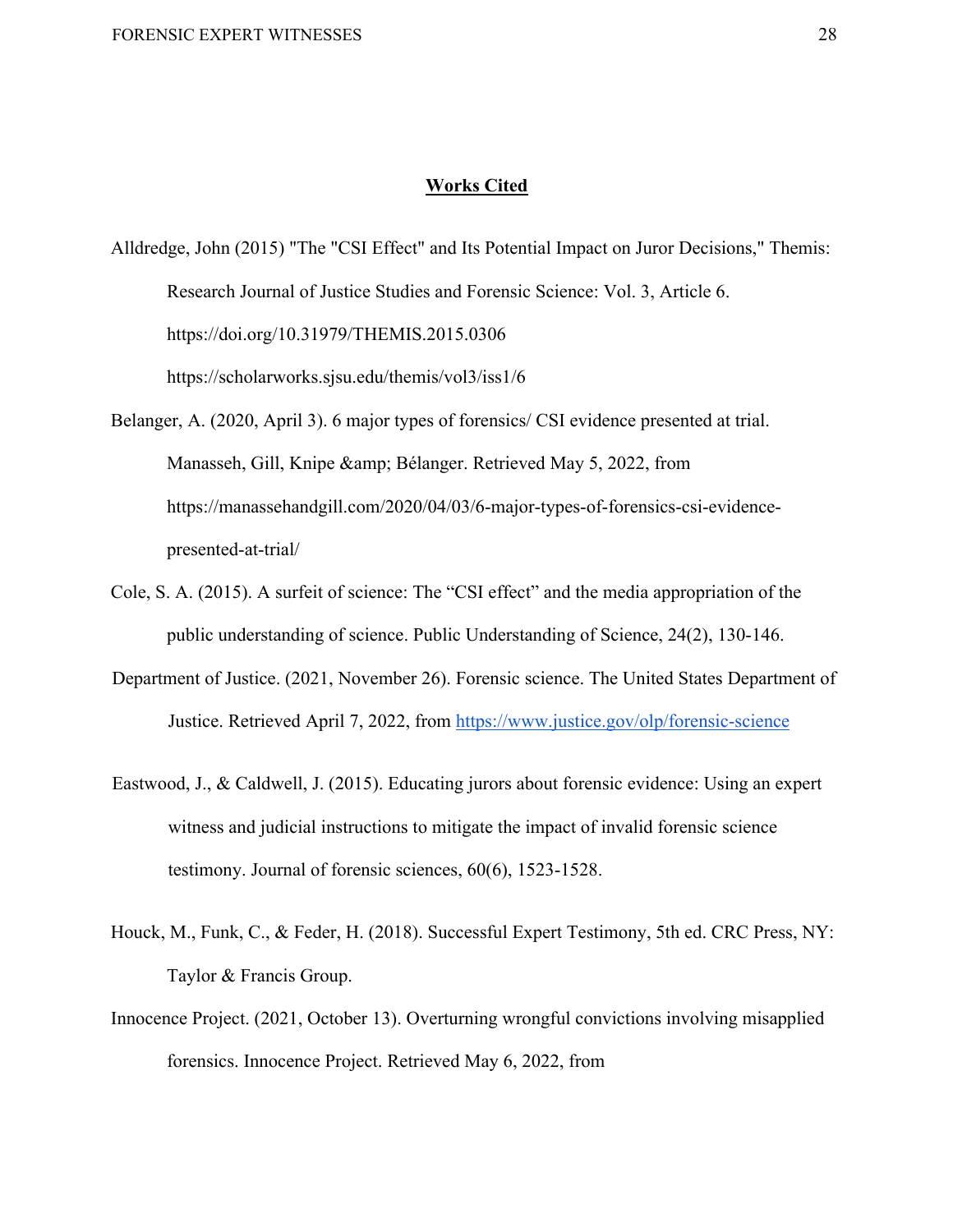## Works Cited

Alldredge, John (2015) "The "CSI Effect" and Its Potential Impact on Juror Decisions," Themis: Research Journal of Justice Studies and Forensic Science: Vol. 3, Article 6. https://doi.org/10.31979/THEMIS.2015.0306 https://scholarworks.sjsu.edu/themis/vol3/iss1/6

Belanger, A. (2020, April 3). 6 major types of forensics/ CSI evidence presented at trial. Manasseh, Gill, Knipe &amp; Bélanger. Retrieved May 5, 2022, from https://manassehandgill.com/2020/04/03/6-major-types-of-forensics-csi-evidence-presented-at-trial/

Cole, S. A. (2015). A surfeit of science: The "CSI effect" and the media appropriation of the public understanding of science. Public Understanding of Science, 24(2), 130-146.

Department of Justice. (2021, November 26). Forensic science. The United States Department of Justice. Retrieved April 7, 2022, from https://www.justice.gov/olp/forensic-science

Eastwood, J., & Caldwell, J. (2015). Educating jurors about forensic evidence: Using an expert witness and judicial instructions to mitigate the impact of invalid forensic science testimony. Journal of forensic sciences, 60(6), 1523-1528.

Houck, M., Funk, C., & Feder, H. (2018). Successful Expert Testimony, 5th ed. CRC Press, NY: Taylor & Francis Group.

Innocence Project. (2021, October 13). Overturning wrongful convictions involving misapplied forensics. Innocence Project. Retrieved May 6, 2022, from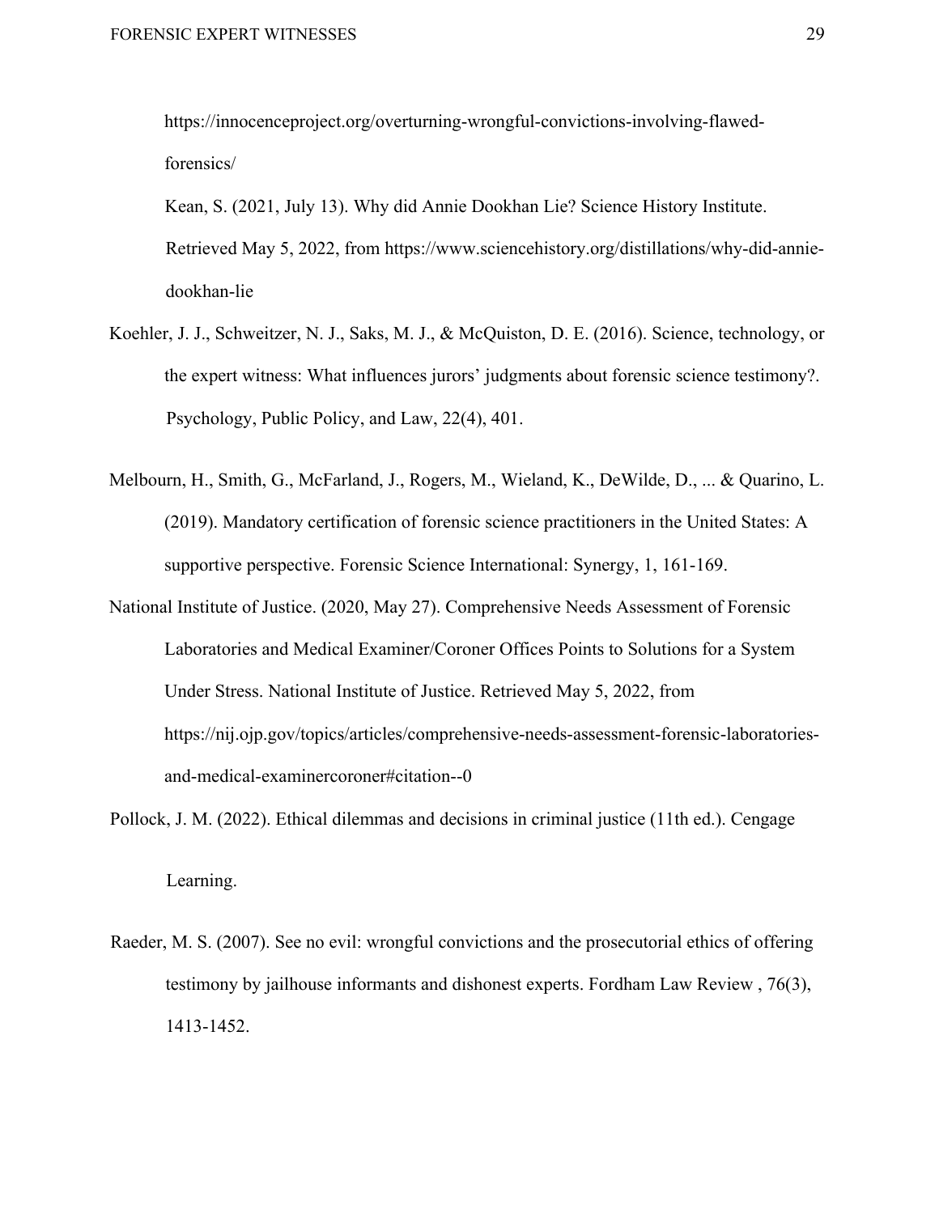https://innocenceproject.org/overturning-wrongful-convictions-involving-flawed-forensics/

Kean, S. (2021, July 13). Why did Annie Dookhan Lie? Science History Institute. Retrieved May 5, 2022, from https://www.sciencehistory.org/distillations/why-did-annie-dookhan-lie

Koehler, J. J., Schweitzer, N. J., Saks, M. J., & McQuiston, D. E. (2016). Science, technology, or the expert witness: What influences jurors' judgments about forensic science testimony?. Psychology, Public Policy, and Law, 22(4), 401.

Melbourn, H., Smith, G., McFarland, J., Rogers, M., Wieland, K., DeWilde, D., ... & Quarino, L. (2019). Mandatory certification of forensic science practitioners in the United States: A supportive perspective. Forensic Science International: Synergy, 1, 161-169.

National Institute of Justice. (2020, May 27). Comprehensive Needs Assessment of Forensic Laboratories and Medical Examiner/Coroner Offices Points to Solutions for a System Under Stress. National Institute of Justice. Retrieved May 5, 2022, from https://nij.ojp.gov/topics/articles/comprehensive-needs-assessment-forensic-laboratories-and-medical-examinercoroner#citation--0

Pollock, J. M. (2022). Ethical dilemmas and decisions in criminal justice (11th ed.). Cengage Learning.

Raeder, M. S. (2007). See no evil: wrongful convictions and the prosecutorial ethics of offering testimony by jailhouse informants and dishonest experts. Fordham Law Review , 76(3), 1413-1452.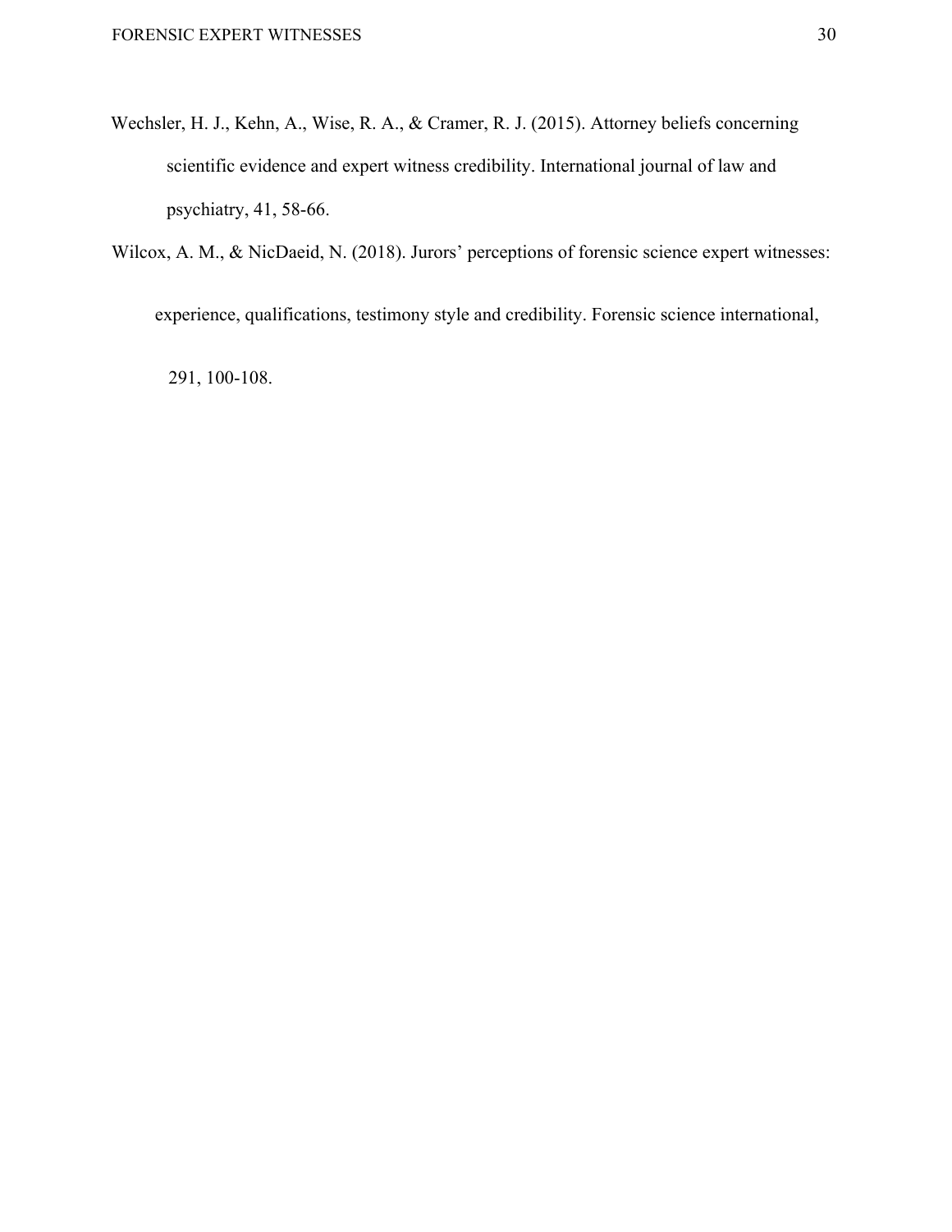Wechsler, H. J., Kehn, A., Wise, R. A., & Cramer, R. J. (2015). Attorney beliefs concerning scientific evidence and expert witness credibility. International journal of law and psychiatry, 41, 58-66.

Wilcox, A. M., & NicDaeid, N. (2018). Jurors' perceptions of forensic science expert witnesses: experience, qualifications, testimony style and credibility. Forensic science international, 291, 100-108.